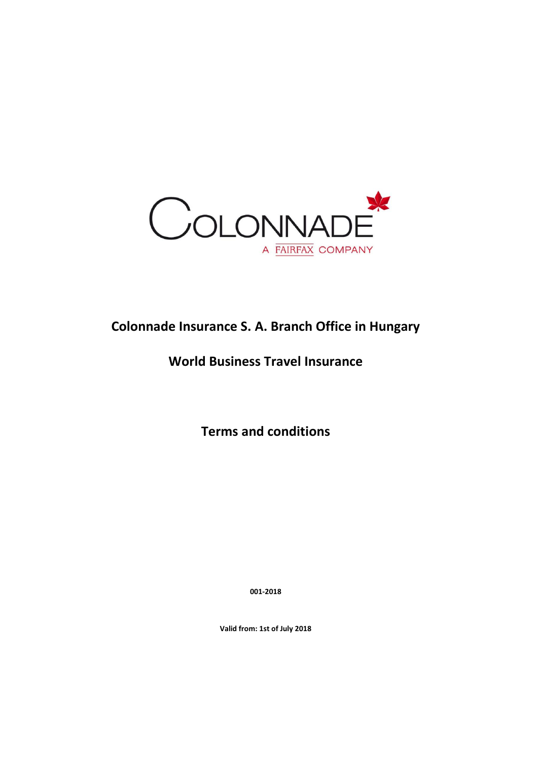COLONNADE

A FAIRFAX COMPANY

# Colonnade Insurance S. A. Branch Office in Hungary

## World Business Travel Insurance

## Terms and conditions

**001-2018**

**Valid from: 1st of July 2018**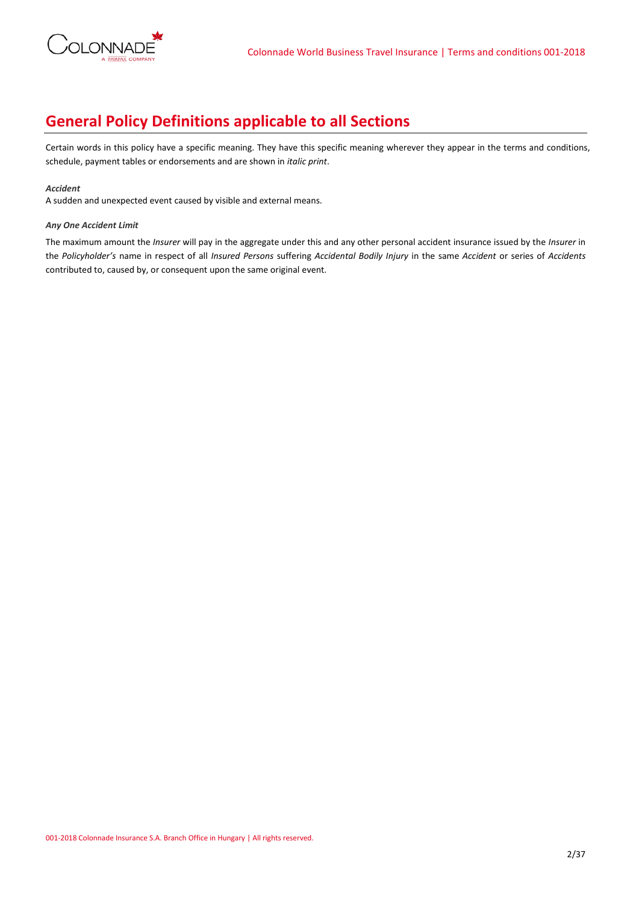# General Policy Definitions applicable to all Sections

Certain words in this policy have a specific meaning. They have this specific meaning wherever they appear in the terms and conditions, schedule, payment tables or endorsements and are shown in *italic print*.

***Accident***

A sudden and unexpected event caused by visible and external means.

***Any One Accident Limit***

The maximum amount the *Insurer* will pay in the aggregate under this and any other personal accident insurance issued by the *Insurer* in the *Policyholder's* name in respect of all *Insured Persons* suffering *Accidental Bodily Injury* in the same *Accident* or series of *Accidents* contributed to, caused by, or consequent upon the same original event.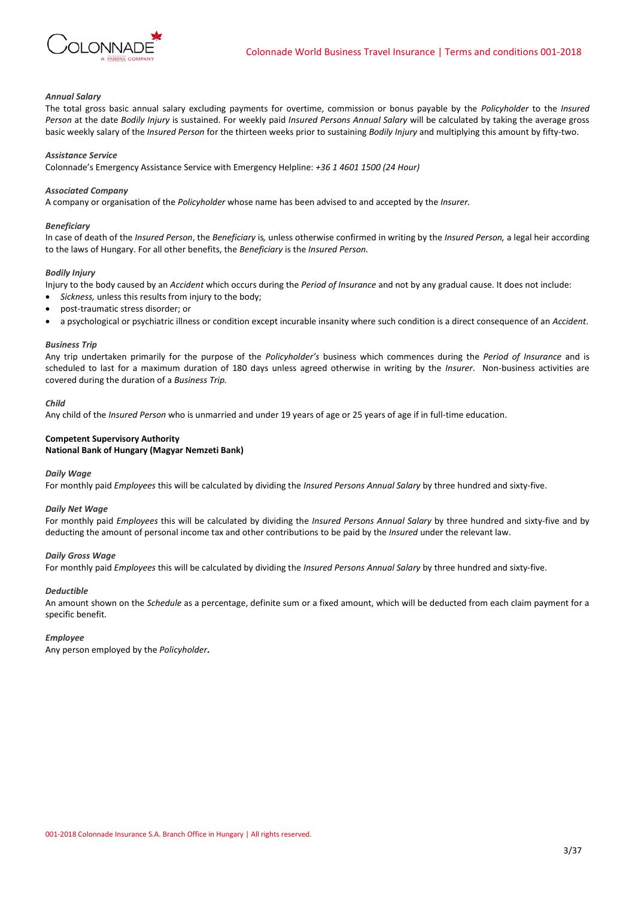***Annual Salary***

The total gross basic annual salary excluding payments for overtime, commission or bonus payable by the *Policyholder* to the *Insured Person* at the date *Bodily Injury* is sustained. For weekly paid *Insured Persons Annual Salary* will be calculated by taking the average gross basic weekly salary of the *Insured Person* for the thirteen weeks prior to sustaining *Bodily Injury* and multiplying this amount by fifty-two.

***Assistance Service***

Colonnade's Emergency Assistance Service with Emergency Helpline: *+36 1 4601 1500 (24 Hour)*

***Associated Company***

A company or organisation of the *Policyholder* whose name has been advised to and accepted by the *Insurer.*

***Beneficiary***

In case of death of the *Insured Person*, the *Beneficiary* is*,* unless otherwise confirmed in writing by the *Insured Person,* a legal heir according to the laws of Hungary. For all other benefits, the *Beneficiary* is the *Insured Person.*

***Bodily Injury***

Injury to the body caused by an *Accident* which occurs during the *Period of Insurance* and not by any gradual cause. It does not include:

- *Sickness,* unless this results from injury to the body;
- post-traumatic stress disorder; or
- a psychological or psychiatric illness or condition except incurable insanity where such condition is a direct consequence of an *Accident*.

***Business Trip***

Any trip undertaken primarily for the purpose of the *Policyholder's* business which commences during the *Period of Insurance* and is scheduled to last for a maximum duration of 180 days unless agreed otherwise in writing by the *Insurer*. Non-business activities are covered during the duration of a *Business Trip.*

***Child***

Any child of the *Insured Person* who is unmarried and under 19 years of age or 25 years of age if in full-time education.

**Competent Supervisory Authority**
**National Bank of Hungary (Magyar Nemzeti Bank)**

***Daily Wage***

For monthly paid *Employees* this will be calculated by dividing the *Insured Persons Annual Salary* by three hundred and sixty-five.

***Daily Net Wage***

For monthly paid *Employees* this will be calculated by dividing the *Insured Persons Annual Salary* by three hundred and sixty-five and by deducting the amount of personal income tax and other contributions to be paid by the *Insured* under the relevant law.

***Daily Gross Wage***

For monthly paid *Employees* this will be calculated by dividing the *Insured Persons Annual Salary* by three hundred and sixty-five.

***Deductible***

An amount shown on the *Schedule* as a percentage, definite sum or a fixed amount, which will be deducted from each claim payment for a specific benefit.

***Employee***

Any person employed by the *Policyholder***.**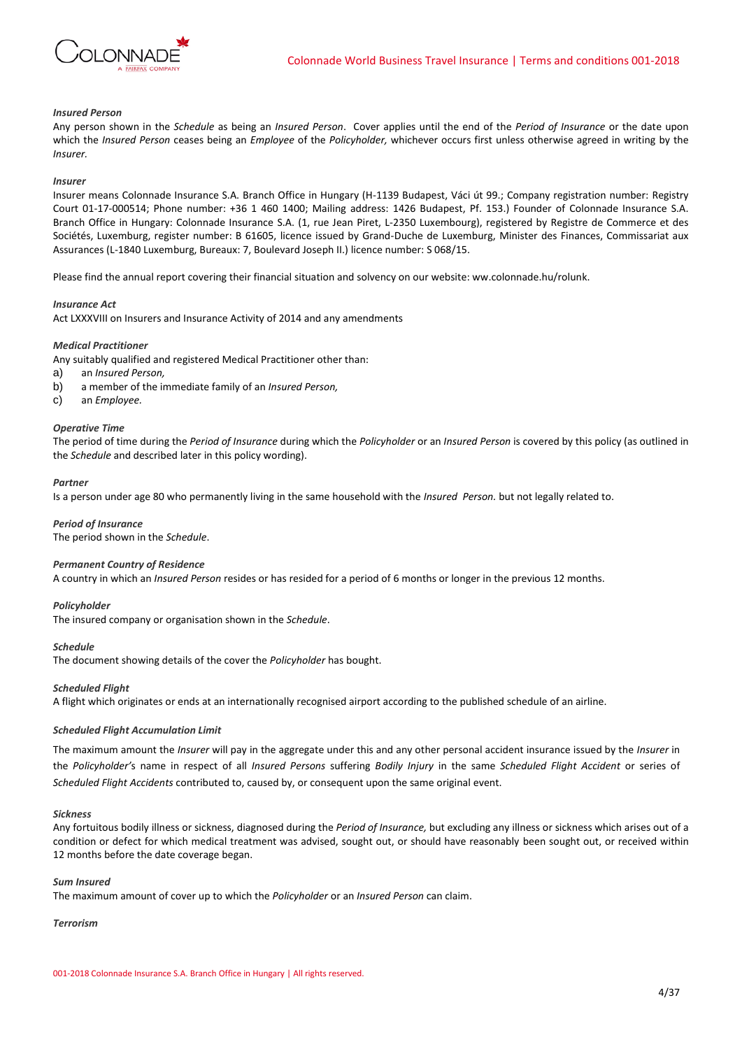***Insured Person***

Any person shown in the *Schedule* as being an *Insured Person*. Cover applies until the end of the *Period of Insurance* or the date upon which the *Insured Person* ceases being an *Employee* of the *Policyholder,* whichever occurs first unless otherwise agreed in writing by the *Insurer.*

***Insurer***

Insurer means Colonnade Insurance S.A. Branch Office in Hungary (H-1139 Budapest, Váci út 99.; Company registration number: Registry Court 01-17-000514; Phone number: +36 1 460 1400; Mailing address: 1426 Budapest, Pf. 153.) Founder of Colonnade Insurance S.A. Branch Office in Hungary: Colonnade Insurance S.A. (1, rue Jean Piret, L-2350 Luxembourg), registered by Registre de Commerce et des Sociétés, Luxemburg, register number: B 61605, licence issued by Grand-Duche de Luxemburg, Minister des Finances, Commissariat aux Assurances (L-1840 Luxemburg, Bureaux: 7, Boulevard Joseph II.) licence number: S 068/15.

Please find the annual report covering their financial situation and solvency on our website: ww.colonnade.hu/rolunk.

***Insurance Act***

Act LXXXVIII on Insurers and Insurance Activity of 2014 and any amendments

***Medical Practitioner***

Any suitably qualified and registered Medical Practitioner other than:

a) an *Insured Person,*
b) a member of the immediate family of an *Insured Person,*
c) an *Employee.*

***Operative Time***

The period of time during the *Period of Insurance* during which the *Policyholder* or an *Insured Person* is covered by this policy (as outlined in the *Schedule* and described later in this policy wording).

***Partner***

Is a person under age 80 who permanently living in the same household with the *Insured Person.* but not legally related to.

***Period of Insurance***

The period shown in the *Schedule*.

***Permanent Country of Residence***

A country in which an *Insured Person* resides or has resided for a period of 6 months or longer in the previous 12 months.

***Policyholder***

The insured company or organisation shown in the *Schedule*.

***Schedule***

The document showing details of the cover the *Policyholder* has bought.

***Scheduled Flight***

A flight which originates or ends at an internationally recognised airport according to the published schedule of an airline.

***Scheduled Flight Accumulation Limit***

The maximum amount the *Insurer* will pay in the aggregate under this and any other personal accident insurance issued by the *Insurer* in the *Policyholder'*s name in respect of all *Insured Persons* suffering *Bodily Injury* in the same *Scheduled Flight Accident* or series of *Scheduled Flight Accidents* contributed to, caused by, or consequent upon the same original event.

***Sickness***

Any fortuitous bodily illness or sickness, diagnosed during the *Period of Insurance,* but excluding any illness or sickness which arises out of a condition or defect for which medical treatment was advised, sought out, or should have reasonably been sought out, or received within 12 months before the date coverage began.

***Sum Insured***

The maximum amount of cover up to which the *Policyholder* or an *Insured Person* can claim.

***Terrorism***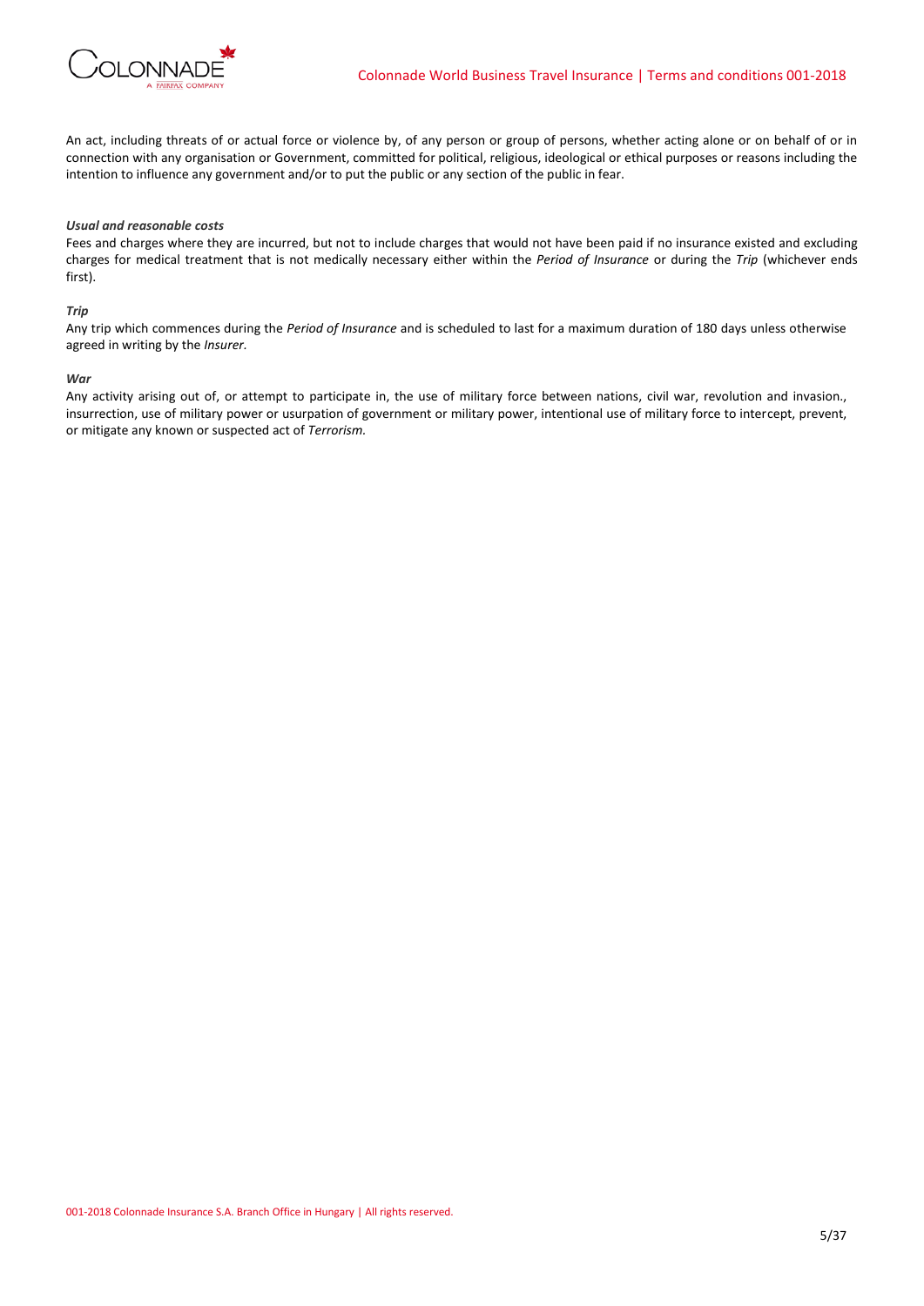An act, including threats of or actual force or violence by, of any person or group of persons, whether acting alone or on behalf of or in connection with any organisation or Government, committed for political, religious, ideological or ethical purposes or reasons including the intention to influence any government and/or to put the public or any section of the public in fear.

***Usual and reasonable costs***

Fees and charges where they are incurred, but not to include charges that would not have been paid if no insurance existed and excluding charges for medical treatment that is not medically necessary either within the *Period of Insurance* or during the *Trip* (whichever ends first).

***Trip***

Any trip which commences during the *Period of Insurance* and is scheduled to last for a maximum duration of 180 days unless otherwise agreed in writing by the *Insurer.*

***War***

Any activity arising out of, or attempt to participate in, the use of military force between nations, civil war, revolution and invasion., insurrection, use of military power or usurpation of government or military power, intentional use of military force to intercept, prevent, or mitigate any known or suspected act of *Terrorism.*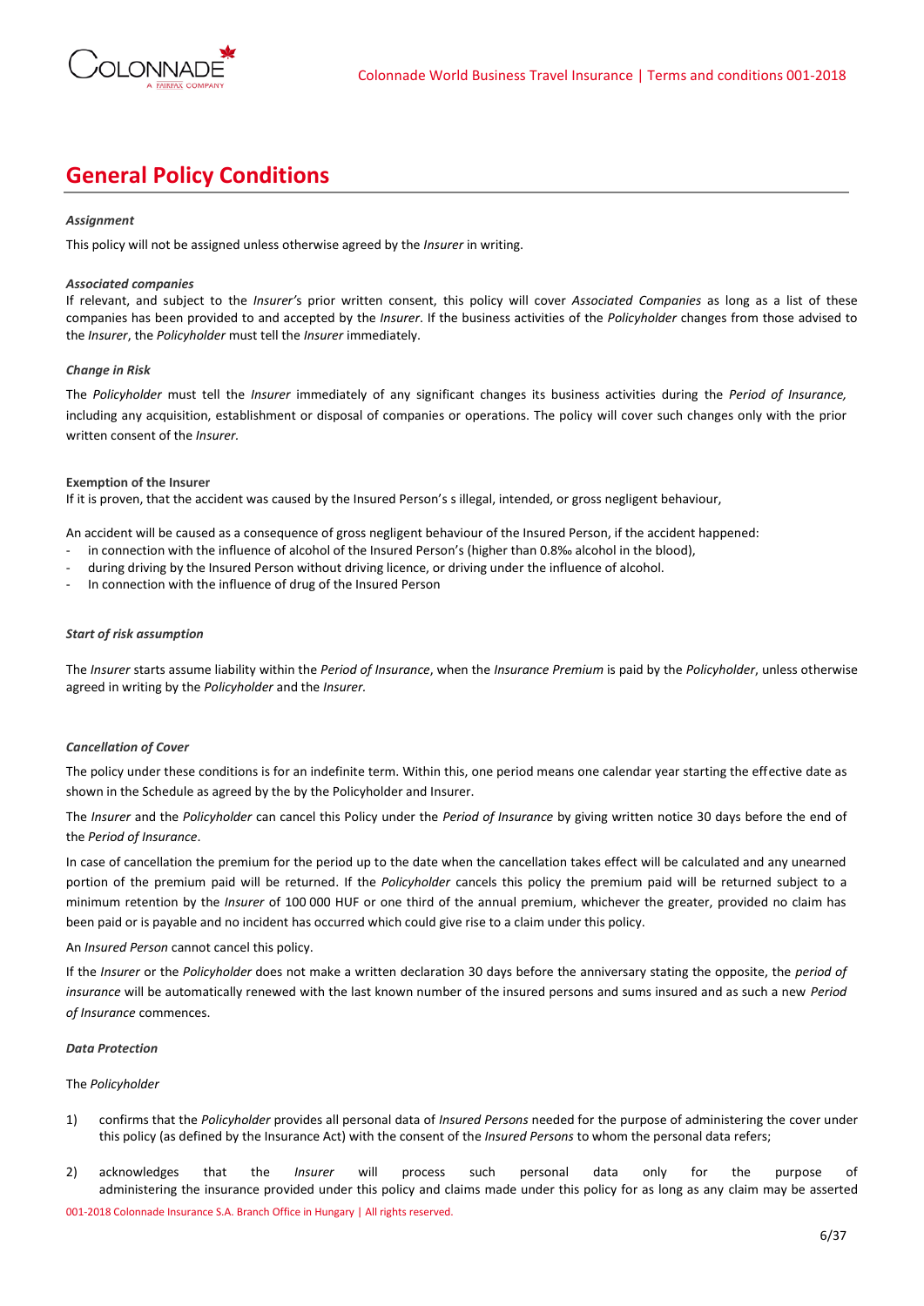## General Policy Conditions

***Assignment***

This policy will not be assigned unless otherwise agreed by the *Insurer* in writing.

***Associated companies***

If relevant, and subject to the *Insurer's* prior written consent, this policy will cover *Associated Companies* as long as a list of these companies has been provided to and accepted by the *Insurer*. If the business activities of the *Policyholder* changes from those advised to the *Insurer*, the *Policyholder* must tell the *Insurer* immediately.

***Change in Risk***

The *Policyholder* must tell the *Insurer* immediately of any significant changes its business activities during the *Period of Insurance,* including any acquisition, establishment or disposal of companies or operations. The policy will cover such changes only with the prior written consent of the *Insurer.*

**Exemption of the Insurer**

If it is proven, that the accident was caused by the Insured Person's s illegal, intended, or gross negligent behaviour,

An accident will be caused as a consequence of gross negligent behaviour of the Insured Person, if the accident happened:

- in connection with the influence of alcohol of the Insured Person's (higher than 0.8‰ alcohol in the blood),
- during driving by the Insured Person without driving licence, or driving under the influence of alcohol.
- In connection with the influence of drug of the Insured Person

***Start of risk assumption***

The *Insurer* starts assume liability within the *Period of Insurance*, when the *Insurance Premium* is paid by the *Policyholder*, unless otherwise agreed in writing by the *Policyholder* and the *Insurer.*

***Cancellation of Cover***

The policy under these conditions is for an indefinite term. Within this, one period means one calendar year starting the effective date as shown in the Schedule as agreed by the by the Policyholder and Insurer.

The *Insurer* and the *Policyholder* can cancel this Policy under the *Period of Insurance* by giving written notice 30 days before the end of the *Period of Insurance*.

In case of cancellation the premium for the period up to the date when the cancellation takes effect will be calculated and any unearned portion of the premium paid will be returned. If the *Policyholder* cancels this policy the premium paid will be returned subject to a minimum retention by the *Insurer* of 100 000 HUF or one third of the annual premium, whichever the greater, provided no claim has been paid or is payable and no incident has occurred which could give rise to a claim under this policy.

An *Insured Person* cannot cancel this policy.

If the *Insurer* or the *Policyholder* does not make a written declaration 30 days before the anniversary stating the opposite, the *period of insurance* will be automatically renewed with the last known number of the insured persons and sums insured and as such a new *Period of Insurance* commences.

***Data Protection***

The *Policyholder*

1) confirms that the *Policyholder* provides all personal data of *Insured Persons* needed for the purpose of administering the cover under this policy (as defined by the Insurance Act) with the consent of the *Insured Persons* to whom the personal data refers;
2) acknowledges that the *Insurer* will process such personal data only for the purpose of administering the insurance provided under this policy and claims made under this policy for as long as any claim may be asserted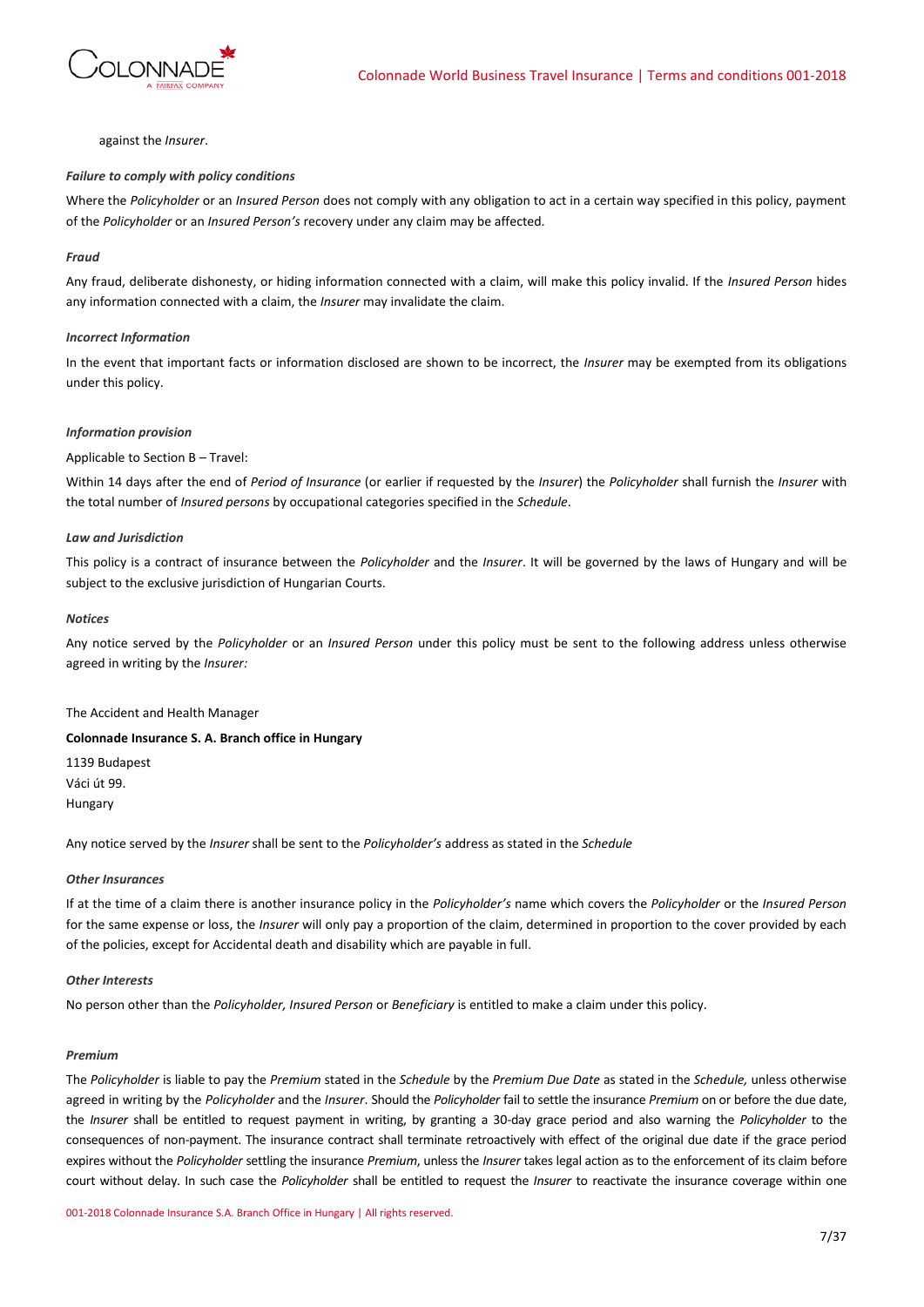against the *Insurer*.

***Failure to comply with policy conditions***

Where the *Policyholder* or an *Insured Person* does not comply with any obligation to act in a certain way specified in this policy, payment of the *Policyholder* or an *Insured Person's* recovery under any claim may be affected.

***Fraud***

Any fraud, deliberate dishonesty, or hiding information connected with a claim, will make this policy invalid. If the *Insured Person* hides any information connected with a claim, the *Insurer* may invalidate the claim.

***Incorrect Information***

In the event that important facts or information disclosed are shown to be incorrect, the *Insurer* may be exempted from its obligations under this policy.

***Information provision***

Applicable to Section B – Travel:

Within 14 days after the end of *Period of Insurance* (or earlier if requested by the *Insurer*) the *Policyholder* shall furnish the *Insurer* with the total number of *Insured persons* by occupational categories specified in the *Schedule*.

***Law and Jurisdiction***

This policy is a contract of insurance between the *Policyholder* and the *Insurer*. It will be governed by the laws of Hungary and will be subject to the exclusive jurisdiction of Hungarian Courts.

***Notices***

Any notice served by the *Policyholder* or an *Insured Person* under this policy must be sent to the following address unless otherwise agreed in writing by the *Insurer:*

The Accident and Health Manager

**Colonnade Insurance S. A. Branch office in Hungary**

1139 Budapest
Váci út 99.
Hungary

Any notice served by the *Insurer* shall be sent to the *Policyholder's* address as stated in the *Schedule*

***Other Insurances***

If at the time of a claim there is another insurance policy in the *Policyholder's* name which covers the *Policyholder* or the *Insured Person* for the same expense or loss, the *Insurer* will only pay a proportion of the claim, determined in proportion to the cover provided by each of the policies, except for Accidental death and disability which are payable in full.

***Other Interests***

No person other than the *Policyholder, Insured Person* or *Beneficiary* is entitled to make a claim under this policy.

***Premium***

The *Policyholder* is liable to pay the *Premium* stated in the *Schedule* by the *Premium Due Date* as stated in the *Schedule,* unless otherwise agreed in writing by the *Policyholder* and the *Insurer*. Should the *Policyholder* fail to settle the insurance *Premium* on or before the due date, the *Insurer* shall be entitled to request payment in writing, by granting a 30-day grace period and also warning the *Policyholder* to the consequences of non-payment. The insurance contract shall terminate retroactively with effect of the original due date if the grace period expires without the *Policyholder* settling the insurance *Premium*, unless the *Insurer* takes legal action as to the enforcement of its claim before court without delay. In such case the *Policyholder* shall be entitled to request the *Insurer* to reactivate the insurance coverage within one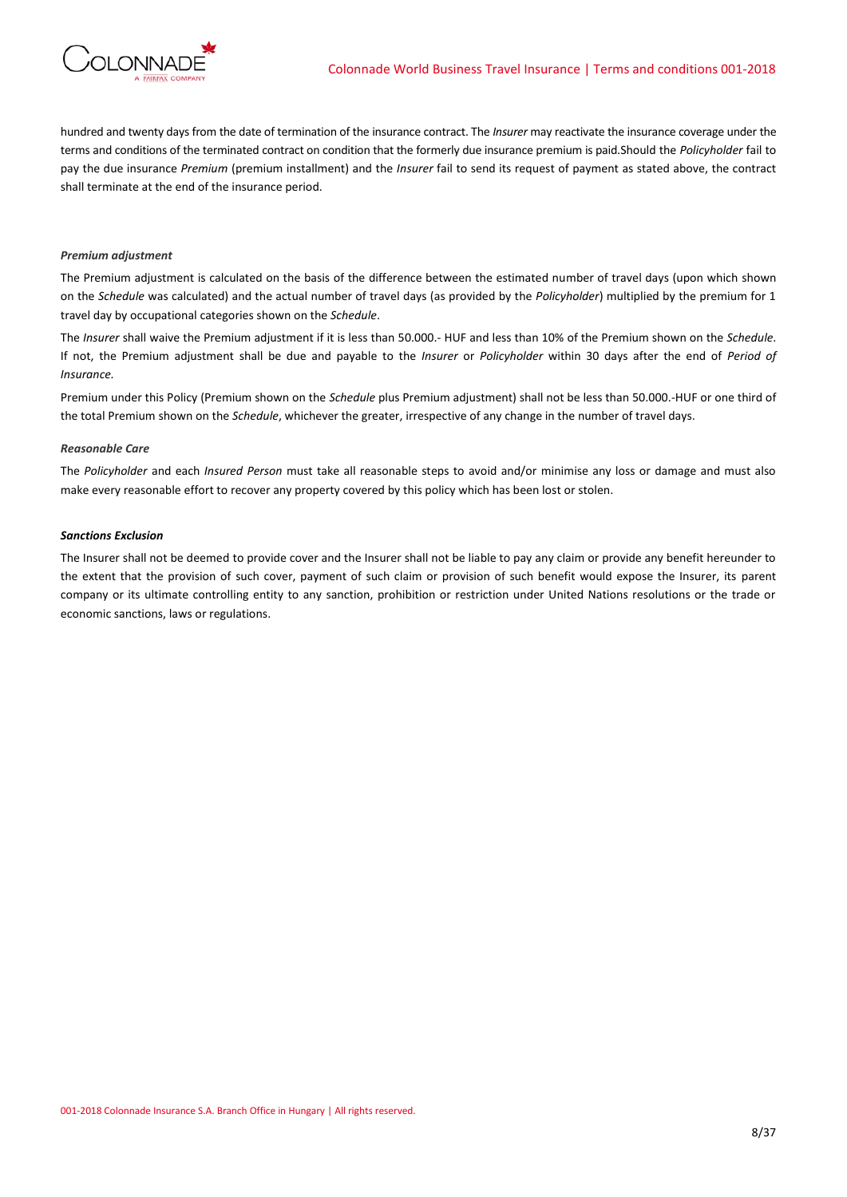hundred and twenty days from the date of termination of the insurance contract. The *Insurer* may reactivate the insurance coverage under the terms and conditions of the terminated contract on condition that the formerly due insurance premium is paid.Should the *Policyholder* fail to pay the due insurance *Premium* (premium installment) and the *Insurer* fail to send its request of payment as stated above, the contract shall terminate at the end of the insurance period.

***Premium adjustment***

The Premium adjustment is calculated on the basis of the difference between the estimated number of travel days (upon which shown on the *Schedule* was calculated) and the actual number of travel days (as provided by the *Policyholder*) multiplied by the premium for 1 travel day by occupational categories shown on the *Schedule*.

The *Insurer* shall waive the Premium adjustment if it is less than 50.000.- HUF and less than 10% of the Premium shown on the *Schedule*. If not, the Premium adjustment shall be due and payable to the *Insurer* or *Policyholder* within 30 days after the end of *Period of Insurance.*

Premium under this Policy (Premium shown on the *Schedule* plus Premium adjustment) shall not be less than 50.000.-HUF or one third of the total Premium shown on the *Schedule*, whichever the greater, irrespective of any change in the number of travel days.

***Reasonable Care***

The *Policyholder* and each *Insured Person* must take all reasonable steps to avoid and/or minimise any loss or damage and must also make every reasonable effort to recover any property covered by this policy which has been lost or stolen.

***Sanctions Exclusion***

The Insurer shall not be deemed to provide cover and the Insurer shall not be liable to pay any claim or provide any benefit hereunder to the extent that the provision of such cover, payment of such claim or provision of such benefit would expose the Insurer, its parent company or its ultimate controlling entity to any sanction, prohibition or restriction under United Nations resolutions or the trade or economic sanctions, laws or regulations.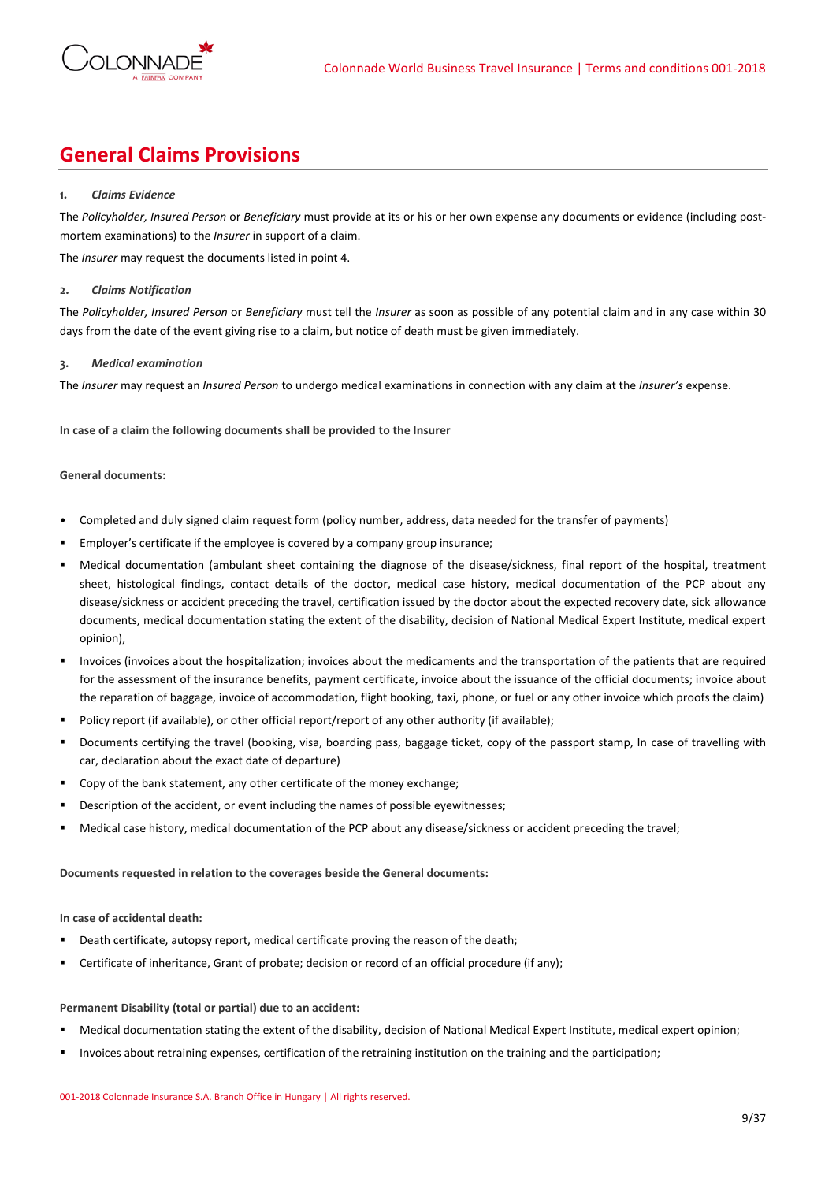## General Claims Provisions

**1. *Claims Evidence***

The *Policyholder, Insured Person* or *Beneficiary* must provide at its or his or her own expense any documents or evidence (including post-mortem examinations) to the *Insurer* in support of a claim.

The *Insurer* may request the documents listed in point 4.

**2. *Claims Notification***

The *Policyholder, Insured Person* or *Beneficiary* must tell the *Insurer* as soon as possible of any potential claim and in any case within 30 days from the date of the event giving rise to a claim, but notice of death must be given immediately.

**3. *Medical examination***

The *Insurer* may request an *Insured Person* to undergo medical examinations in connection with any claim at the *Insurer's* expense.

**In case of a claim the following documents shall be provided to the Insurer**

**General documents:**

- Completed and duly signed claim request form (policy number, address, data needed for the transfer of payments)
- Employer's certificate if the employee is covered by a company group insurance;
- Medical documentation (ambulant sheet containing the diagnose of the disease/sickness, final report of the hospital, treatment sheet, histological findings, contact details of the doctor, medical case history, medical documentation of the PCP about any disease/sickness or accident preceding the travel, certification issued by the doctor about the expected recovery date, sick allowance documents, medical documentation stating the extent of the disability, decision of National Medical Expert Institute, medical expert opinion),
- Invoices (invoices about the hospitalization; invoices about the medicaments and the transportation of the patients that are required for the assessment of the insurance benefits, payment certificate, invoice about the issuance of the official documents; invoice about the reparation of baggage, invoice of accommodation, flight booking, taxi, phone, or fuel or any other invoice which proofs the claim)
- Policy report (if available), or other official report/report of any other authority (if available);
- Documents certifying the travel (booking, visa, boarding pass, baggage ticket, copy of the passport stamp, In case of travelling with car, declaration about the exact date of departure)
- Copy of the bank statement, any other certificate of the money exchange;
- Description of the accident, or event including the names of possible eyewitnesses;
- Medical case history, medical documentation of the PCP about any disease/sickness or accident preceding the travel;

**Documents requested in relation to the coverages beside the General documents:**

**In case of accidental death:**

- Death certificate, autopsy report, medical certificate proving the reason of the death;
- Certificate of inheritance, Grant of probate; decision or record of an official procedure (if any);

**Permanent Disability (total or partial) due to an accident:**

- Medical documentation stating the extent of the disability, decision of National Medical Expert Institute, medical expert opinion;
- Invoices about retraining expenses, certification of the retraining institution on the training and the participation;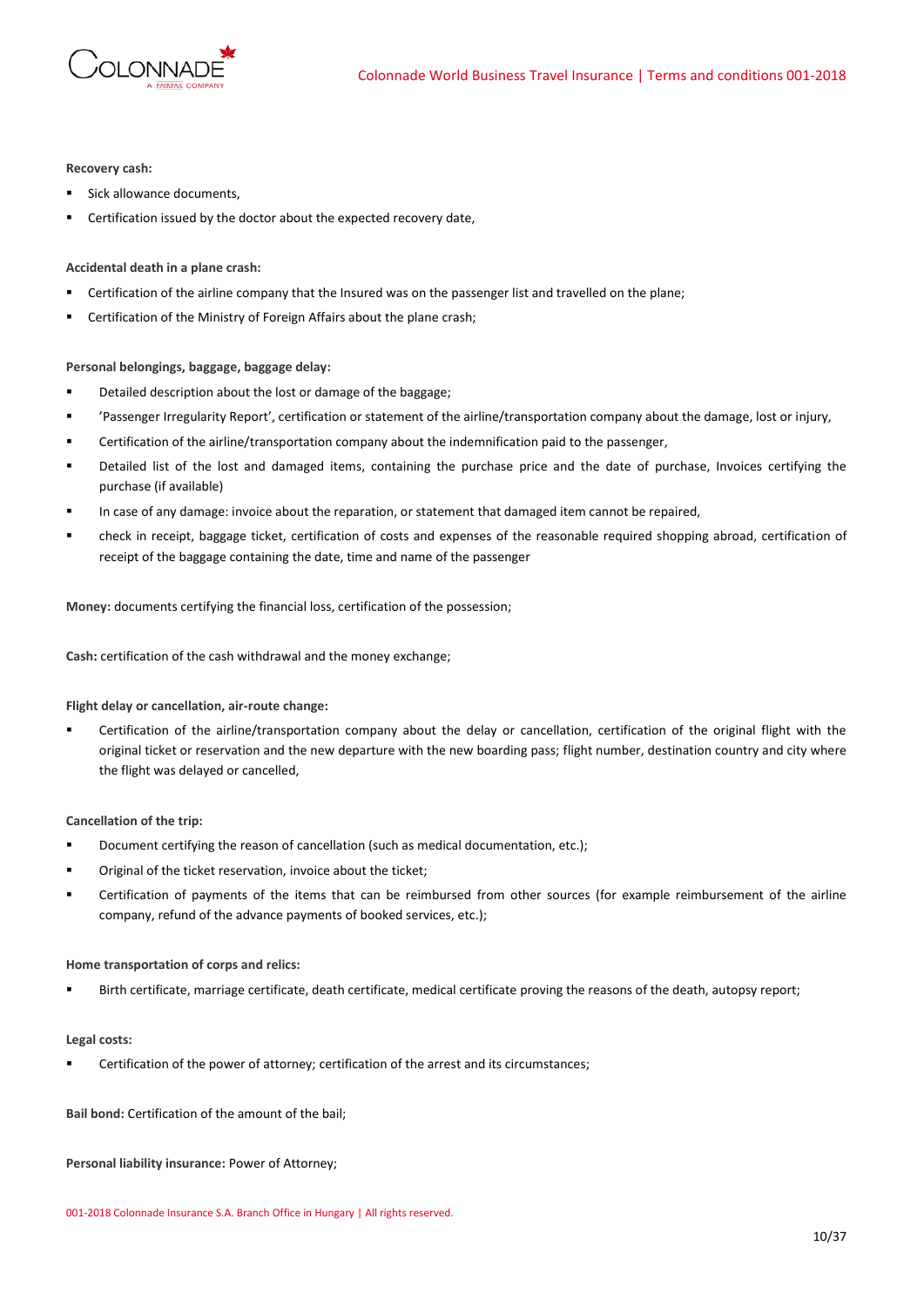**Recovery cash:**

- Sick allowance documents,
- Certification issued by the doctor about the expected recovery date,

**Accidental death in a plane crash:**

- Certification of the airline company that the Insured was on the passenger list and travelled on the plane;
- Certification of the Ministry of Foreign Affairs about the plane crash;

**Personal belongings, baggage, baggage delay:**

- Detailed description about the lost or damage of the baggage;
- 'Passenger Irregularity Report', certification or statement of the airline/transportation company about the damage, lost or injury,
- Certification of the airline/transportation company about the indemnification paid to the passenger,
- Detailed list of the lost and damaged items, containing the purchase price and the date of purchase, Invoices certifying the purchase (if available)
- In case of any damage: invoice about the reparation, or statement that damaged item cannot be repaired,
- check in receipt, baggage ticket, certification of costs and expenses of the reasonable required shopping abroad, certification of receipt of the baggage containing the date, time and name of the passenger

**Money:** documents certifying the financial loss, certification of the possession;

**Cash:** certification of the cash withdrawal and the money exchange;

**Flight delay or cancellation, air-route change:**

- Certification of the airline/transportation company about the delay or cancellation, certification of the original flight with the original ticket or reservation and the new departure with the new boarding pass; flight number, destination country and city where the flight was delayed or cancelled,

**Cancellation of the trip:**

- Document certifying the reason of cancellation (such as medical documentation, etc.);
- Original of the ticket reservation, invoice about the ticket;
- Certification of payments of the items that can be reimbursed from other sources (for example reimbursement of the airline company, refund of the advance payments of booked services, etc.);

**Home transportation of corps and relics:**

- Birth certificate, marriage certificate, death certificate, medical certificate proving the reasons of the death, autopsy report;

**Legal costs:**

- Certification of the power of attorney; certification of the arrest and its circumstances;

**Bail bond:** Certification of the amount of the bail;

**Personal liability insurance:** Power of Attorney;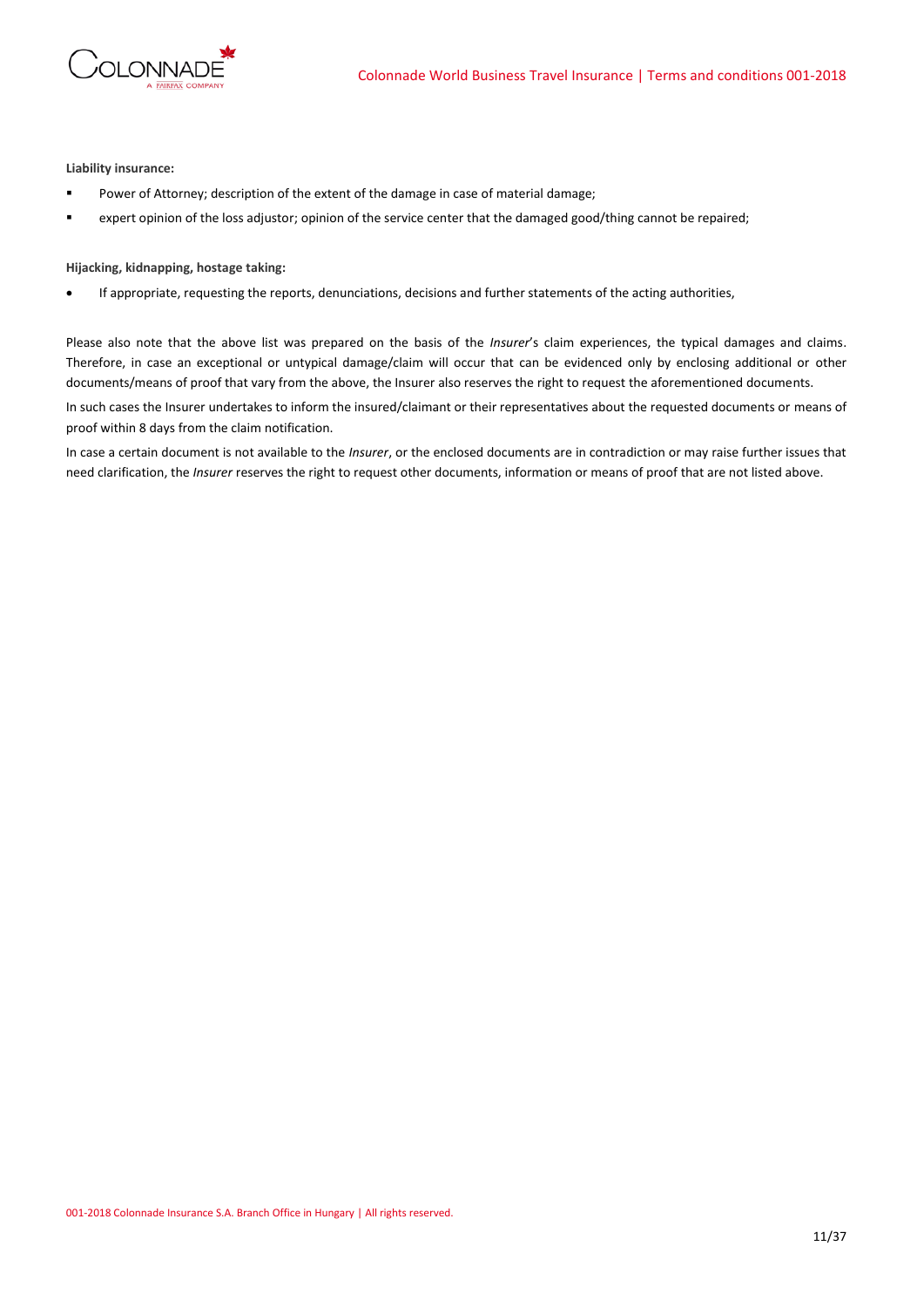**Liability insurance:**

- Power of Attorney; description of the extent of the damage in case of material damage;
- expert opinion of the loss adjustor; opinion of the service center that the damaged good/thing cannot be repaired;

**Hijacking, kidnapping, hostage taking:**

- If appropriate, requesting the reports, denunciations, decisions and further statements of the acting authorities,

Please also note that the above list was prepared on the basis of the *Insurer*'s claim experiences, the typical damages and claims. Therefore, in case an exceptional or untypical damage/claim will occur that can be evidenced only by enclosing additional or other documents/means of proof that vary from the above, the Insurer also reserves the right to request the aforementioned documents.

In such cases the Insurer undertakes to inform the insured/claimant or their representatives about the requested documents or means of proof within 8 days from the claim notification.

In case a certain document is not available to the *Insurer*, or the enclosed documents are in contradiction or may raise further issues that need clarification, the *Insurer* reserves the right to request other documents, information or means of proof that are not listed above.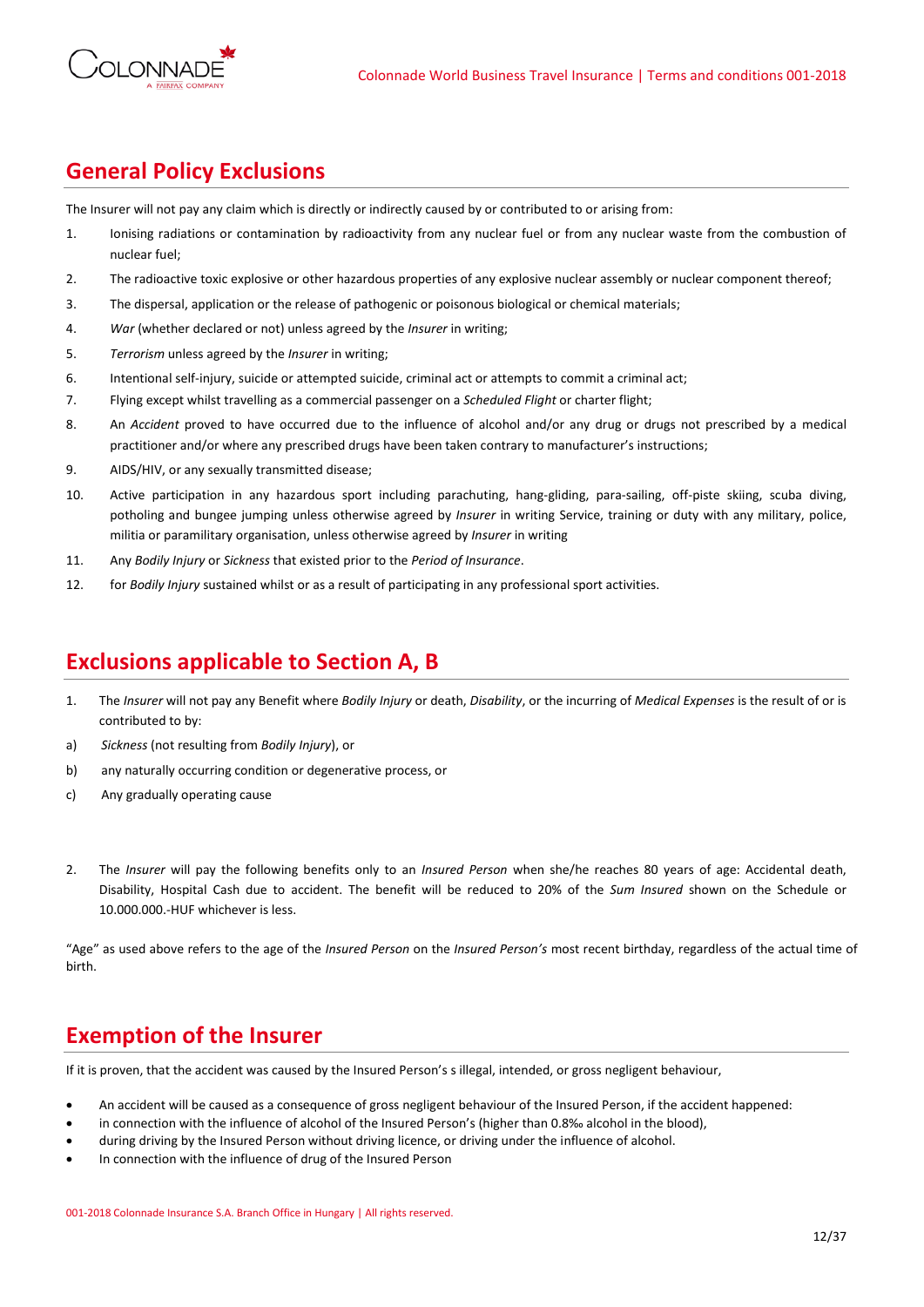## General Policy Exclusions

The Insurer will not pay any claim which is directly or indirectly caused by or contributed to or arising from:

1. Ionising radiations or contamination by radioactivity from any nuclear fuel or from any nuclear waste from the combustion of nuclear fuel;
2. The radioactive toxic explosive or other hazardous properties of any explosive nuclear assembly or nuclear component thereof;
3. The dispersal, application or the release of pathogenic or poisonous biological or chemical materials;
4. *War* (whether declared or not) unless agreed by the *Insurer* in writing;
5. *Terrorism* unless agreed by the *Insurer* in writing;
6. Intentional self-injury, suicide or attempted suicide, criminal act or attempts to commit a criminal act;
7. Flying except whilst travelling as a commercial passenger on a *Scheduled Flight* or charter flight;
8. An *Accident* proved to have occurred due to the influence of alcohol and/or any drug or drugs not prescribed by a medical practitioner and/or where any prescribed drugs have been taken contrary to manufacturer's instructions;
9. AIDS/HIV, or any sexually transmitted disease;
10. Active participation in any hazardous sport including parachuting, hang-gliding, para-sailing, off-piste skiing, scuba diving, potholing and bungee jumping unless otherwise agreed by *Insurer* in writing Service, training or duty with any military, police, militia or paramilitary organisation, unless otherwise agreed by *Insurer* in writing
11. Any *Bodily Injury* or *Sickness* that existed prior to the *Period of Insurance*.
12. for *Bodily Injury* sustained whilst or as a result of participating in any professional sport activities.

## Exclusions applicable to Section A, B

1. The *Insurer* will not pay any Benefit where *Bodily Injury* or death, *Disability*, or the incurring of *Medical Expenses* is the result of or is contributed to by:

a) *Sickness* (not resulting from *Bodily Injury*), or

b) any naturally occurring condition or degenerative process, or

c) Any gradually operating cause

2. The *Insurer* will pay the following benefits only to an *Insured Person* when she/he reaches 80 years of age: Accidental death, Disability, Hospital Cash due to accident. The benefit will be reduced to 20% of the *Sum Insured* shown on the Schedule or 10.000.000.-HUF whichever is less.

"Age" as used above refers to the age of the *Insured Person* on the *Insured Person's* most recent birthday, regardless of the actual time of birth.

## Exemption of the Insurer

If it is proven, that the accident was caused by the Insured Person's s illegal, intended, or gross negligent behaviour,

- An accident will be caused as a consequence of gross negligent behaviour of the Insured Person, if the accident happened:
- in connection with the influence of alcohol of the Insured Person's (higher than 0.8‰ alcohol in the blood),
- during driving by the Insured Person without driving licence, or driving under the influence of alcohol.
- In connection with the influence of drug of the Insured Person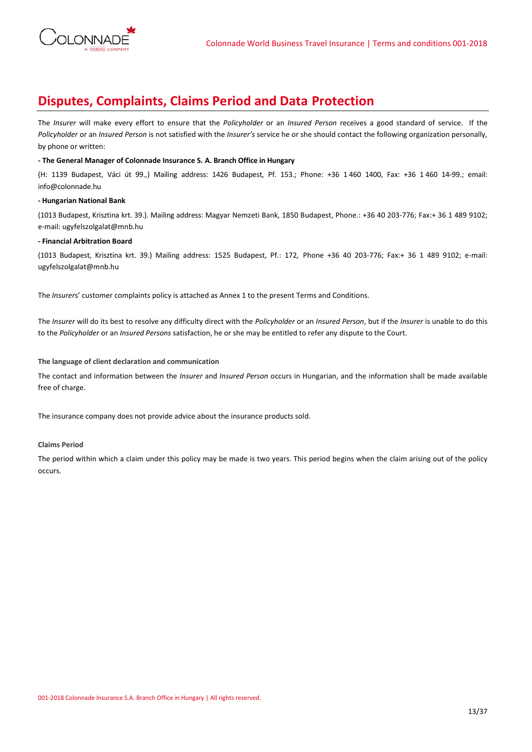## Disputes, Complaints, Claims Period and Data Protection

The *Insurer* will make every effort to ensure that the *Policyholder* or an *Insured Person* receives a good standard of service. If the *Policyholder* or an *Insured Person* is not satisfied with the *Insurer's* service he or she should contact the following organization personally, by phone or written:

**- The General Manager of Colonnade Insurance S. A. Branch Office in Hungary**

(H: 1139 Budapest, Váci út 99.,) Mailing address: 1426 Budapest, Pf. 153.; Phone: +36 1 460 1400, Fax: +36 1 460 14-99.; email: info@colonnade.hu

**- Hungarian National Bank**

(1013 Budapest, Krisztina krt. 39.). Mailing address: Magyar Nemzeti Bank, 1850 Budapest, Phone.: +36 40 203-776; Fax:+ 36 1 489 9102; e-mail: ugyfelszolgalat@mnb.hu

**- Financial Arbitration Board**

(1013 Budapest, Krisztina krt. 39.) Mailing address: 1525 Budapest, Pf.: 172, Phone +36 40 203-776; Fax:+ 36 1 489 9102; e-mail: ugyfelszolgalat@mnb.hu

The *Insurers*' customer complaints policy is attached as Annex 1 to the present Terms and Conditions.

The *Insurer* will do its best to resolve any difficulty direct with the *Policyholder* or an *Insured Person*, but if the *Insurer* is unable to do this to the *Policyholder* or an *Insured Persons* satisfaction, he or she may be entitled to refer any dispute to the Court.

**The language of client declaration and communication**

The contact and information between the *Insurer* and *Insured Person* occurs in Hungarian, and the information shall be made available free of charge.

The insurance company does not provide advice about the insurance products sold.

**Claims Period**

The period within which a claim under this policy may be made is two years. This period begins when the claim arising out of the policy occurs.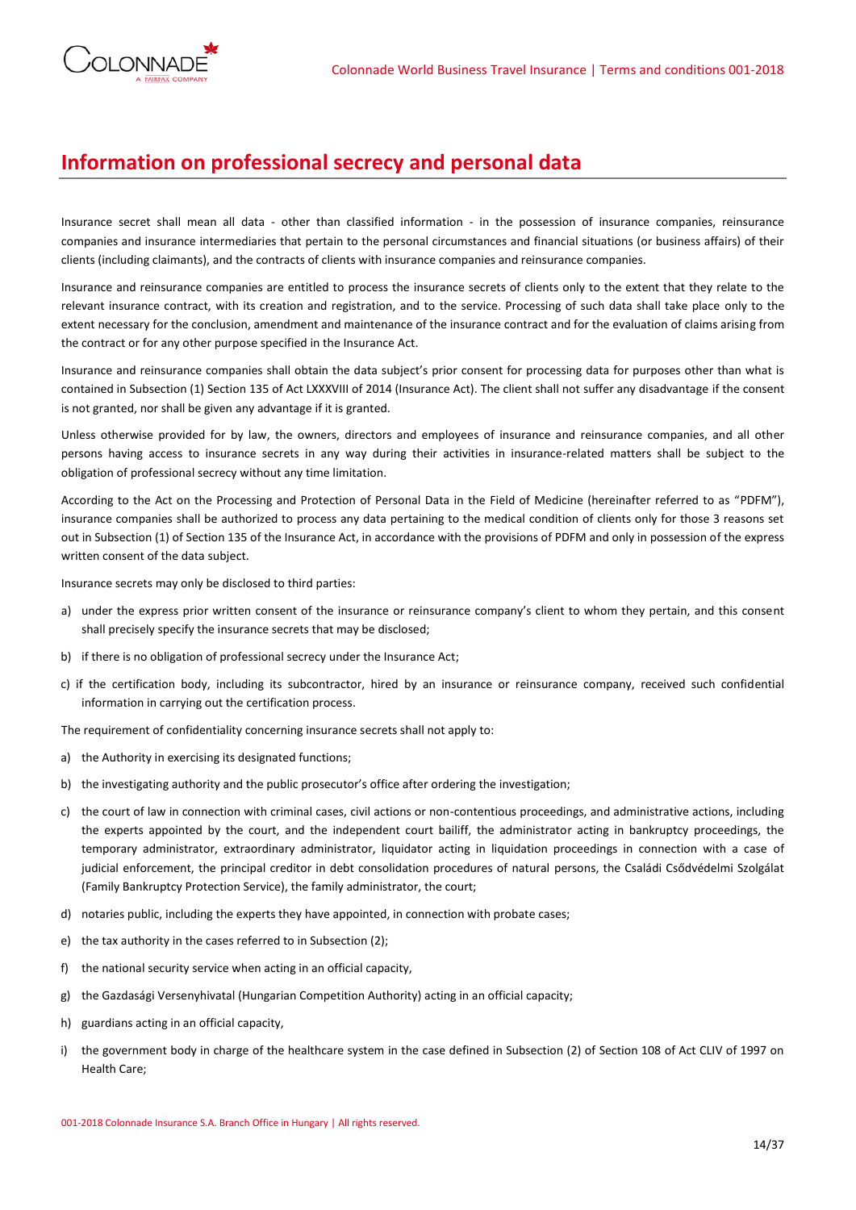## Information on professional secrecy and personal data

Insurance secret shall mean all data - other than classified information - in the possession of insurance companies, reinsurance companies and insurance intermediaries that pertain to the personal circumstances and financial situations (or business affairs) of their clients (including claimants), and the contracts of clients with insurance companies and reinsurance companies.

Insurance and reinsurance companies are entitled to process the insurance secrets of clients only to the extent that they relate to the relevant insurance contract, with its creation and registration, and to the service. Processing of such data shall take place only to the extent necessary for the conclusion, amendment and maintenance of the insurance contract and for the evaluation of claims arising from the contract or for any other purpose specified in the Insurance Act.

Insurance and reinsurance companies shall obtain the data subject's prior consent for processing data for purposes other than what is contained in Subsection (1) Section 135 of Act LXXXVIII of 2014 (Insurance Act). The client shall not suffer any disadvantage if the consent is not granted, nor shall be given any advantage if it is granted.

Unless otherwise provided for by law, the owners, directors and employees of insurance and reinsurance companies, and all other persons having access to insurance secrets in any way during their activities in insurance-related matters shall be subject to the obligation of professional secrecy without any time limitation.

According to the Act on the Processing and Protection of Personal Data in the Field of Medicine (hereinafter referred to as "PDFM"), insurance companies shall be authorized to process any data pertaining to the medical condition of clients only for those 3 reasons set out in Subsection (1) of Section 135 of the Insurance Act, in accordance with the provisions of PDFM and only in possession of the express written consent of the data subject.

Insurance secrets may only be disclosed to third parties:

a) under the express prior written consent of the insurance or reinsurance company's client to whom they pertain, and this consent shall precisely specify the insurance secrets that may be disclosed;
b) if there is no obligation of professional secrecy under the Insurance Act;
c) if the certification body, including its subcontractor, hired by an insurance or reinsurance company, received such confidential information in carrying out the certification process.

The requirement of confidentiality concerning insurance secrets shall not apply to:

a) the Authority in exercising its designated functions;
b) the investigating authority and the public prosecutor's office after ordering the investigation;
c) the court of law in connection with criminal cases, civil actions or non-contentious proceedings, and administrative actions, including the experts appointed by the court, and the independent court bailiff, the administrator acting in bankruptcy proceedings, the temporary administrator, extraordinary administrator, liquidator acting in liquidation proceedings in connection with a case of judicial enforcement, the principal creditor in debt consolidation procedures of natural persons, the Családi Csődvédelmi Szolgálat (Family Bankruptcy Protection Service), the family administrator, the court;
d) notaries public, including the experts they have appointed, in connection with probate cases;
e) the tax authority in the cases referred to in Subsection (2);
f) the national security service when acting in an official capacity,
g) the Gazdasági Versenyhivatal (Hungarian Competition Authority) acting in an official capacity;
h) guardians acting in an official capacity,
i) the government body in charge of the healthcare system in the case defined in Subsection (2) of Section 108 of Act CLIV of 1997 on Health Care;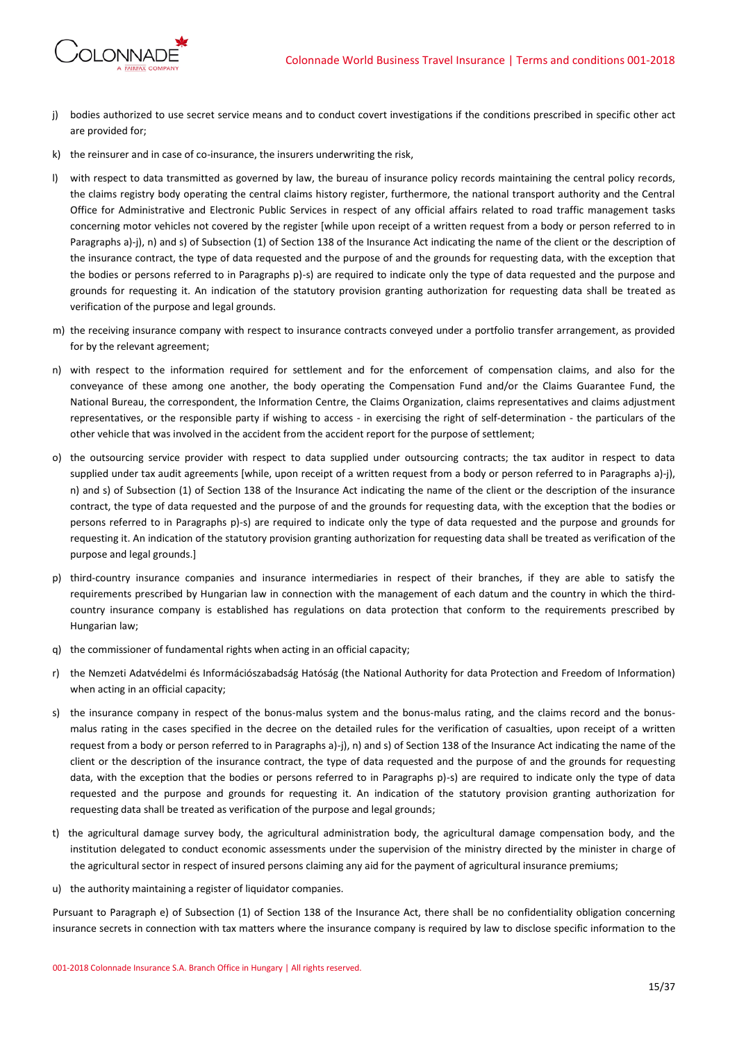j) bodies authorized to use secret service means and to conduct covert investigations if the conditions prescribed in specific other act are provided for;

k) the reinsurer and in case of co-insurance, the insurers underwriting the risk,

l) with respect to data transmitted as governed by law, the bureau of insurance policy records maintaining the central policy records, the claims registry body operating the central claims history register, furthermore, the national transport authority and the Central Office for Administrative and Electronic Public Services in respect of any official affairs related to road traffic management tasks concerning motor vehicles not covered by the register [while upon receipt of a written request from a body or person referred to in Paragraphs a)-j), n) and s) of Subsection (1) of Section 138 of the Insurance Act indicating the name of the client or the description of the insurance contract, the type of data requested and the purpose of and the grounds for requesting data, with the exception that the bodies or persons referred to in Paragraphs p)-s) are required to indicate only the type of data requested and the purpose and grounds for requesting it. An indication of the statutory provision granting authorization for requesting data shall be treated as verification of the purpose and legal grounds.

m) the receiving insurance company with respect to insurance contracts conveyed under a portfolio transfer arrangement, as provided for by the relevant agreement;

n) with respect to the information required for settlement and for the enforcement of compensation claims, and also for the conveyance of these among one another, the body operating the Compensation Fund and/or the Claims Guarantee Fund, the National Bureau, the correspondent, the Information Centre, the Claims Organization, claims representatives and claims adjustment representatives, or the responsible party if wishing to access - in exercising the right of self-determination - the particulars of the other vehicle that was involved in the accident from the accident report for the purpose of settlement;

o) the outsourcing service provider with respect to data supplied under outsourcing contracts; the tax auditor in respect to data supplied under tax audit agreements [while, upon receipt of a written request from a body or person referred to in Paragraphs a)-j), n) and s) of Subsection (1) of Section 138 of the Insurance Act indicating the name of the client or the description of the insurance contract, the type of data requested and the purpose of and the grounds for requesting data, with the exception that the bodies or persons referred to in Paragraphs p)-s) are required to indicate only the type of data requested and the purpose and grounds for requesting it. An indication of the statutory provision granting authorization for requesting data shall be treated as verification of the purpose and legal grounds.]

p) third-country insurance companies and insurance intermediaries in respect of their branches, if they are able to satisfy the requirements prescribed by Hungarian law in connection with the management of each datum and the country in which the third-country insurance company is established has regulations on data protection that conform to the requirements prescribed by Hungarian law;

q) the commissioner of fundamental rights when acting in an official capacity;

r) the Nemzeti Adatvédelmi és Információszabadság Hatóság (the National Authority for data Protection and Freedom of Information) when acting in an official capacity;

s) the insurance company in respect of the bonus-malus system and the bonus-malus rating, and the claims record and the bonus-malus rating in the cases specified in the decree on the detailed rules for the verification of casualties, upon receipt of a written request from a body or person referred to in Paragraphs a)-j), n) and s) of Subsection (1) of Section 138 of the Insurance Act indicating the name of the client or the description of the insurance contract, the type of data requested and the purpose of and the grounds for requesting data, with the exception that the bodies or persons referred to in Paragraphs p)-s) are required to indicate only the type of data requested and the purpose and grounds for requesting it. An indication of the statutory provision granting authorization for requesting data shall be treated as verification of the purpose and legal grounds;

t) the agricultural damage survey body, the agricultural administration body, the agricultural damage compensation body, and the institution delegated to conduct economic assessments under the supervision of the ministry directed by the minister in charge of the agricultural sector in respect of insured persons claiming any aid for the payment of agricultural insurance premiums;

u) the authority maintaining a register of liquidator companies.

Pursuant to Paragraph e) of Subsection (1) of Section 138 of the Insurance Act, there shall be no confidentiality obligation concerning insurance secrets in connection with tax matters where the insurance company is required by law to disclose specific information to the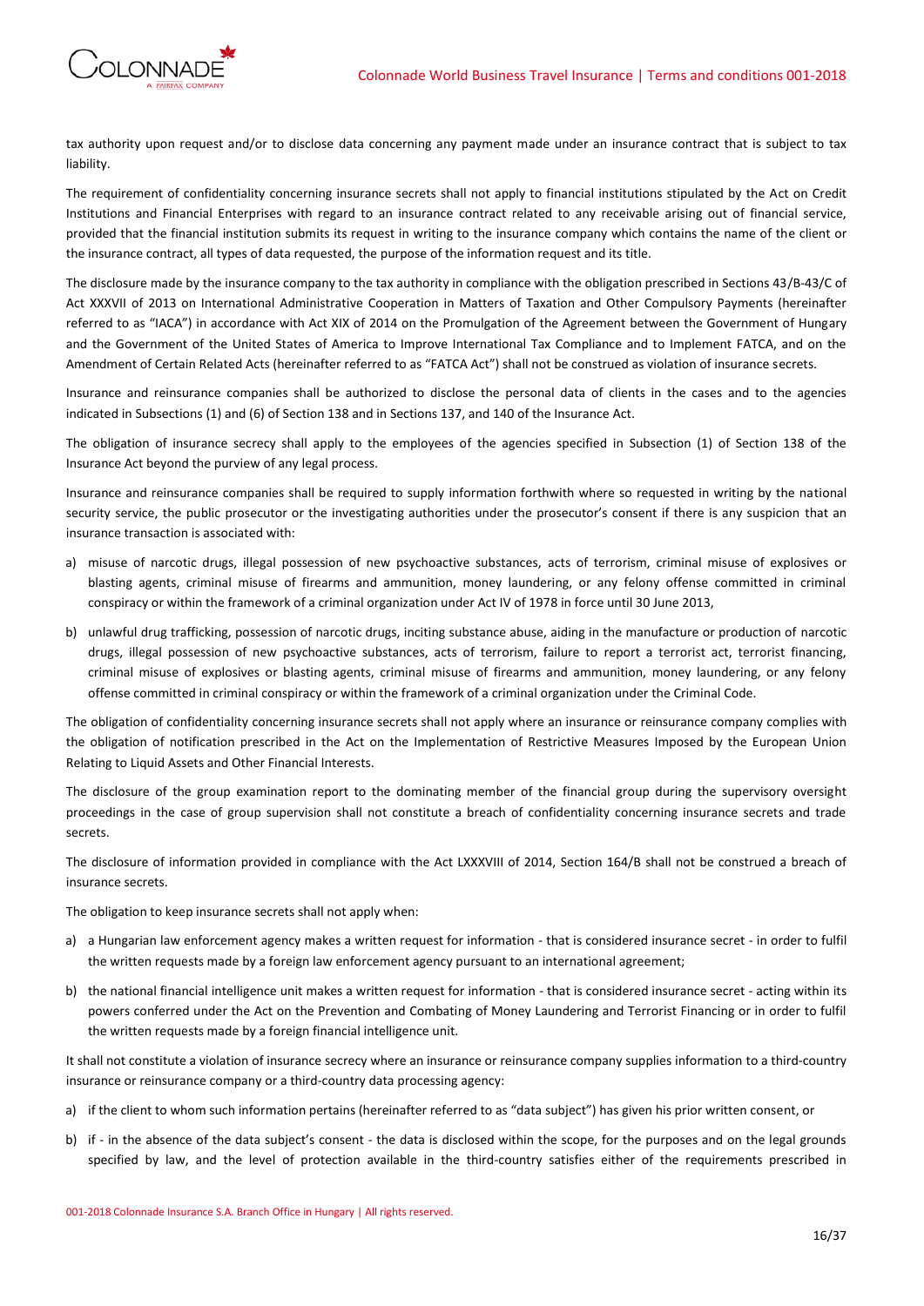tax authority upon request and/or to disclose data concerning any payment made under an insurance contract that is subject to tax liability.

The requirement of confidentiality concerning insurance secrets shall not apply to financial institutions stipulated by the Act on Credit Institutions and Financial Enterprises with regard to an insurance contract related to any receivable arising out of financial service, provided that the financial institution submits its request in writing to the insurance company which contains the name of the client or the insurance contract, all types of data requested, the purpose of the information request and its title.

The disclosure made by the insurance company to the tax authority in compliance with the obligation prescribed in Sections 43/B-43/C of Act XXXVII of 2013 on International Administrative Cooperation in Matters of Taxation and Other Compulsory Payments (hereinafter referred to as "IACA") in accordance with Act XIX of 2014 on the Promulgation of the Agreement between the Government of Hungary and the Government of the United States of America to Improve International Tax Compliance and to Implement FATCA, and on the Amendment of Certain Related Acts (hereinafter referred to as "FATCA Act") shall not be construed as violation of insurance secrets.

Insurance and reinsurance companies shall be authorized to disclose the personal data of clients in the cases and to the agencies indicated in Subsections (1) and (6) of Section 138 and in Sections 137, and 140 of the Insurance Act.

The obligation of insurance secrecy shall apply to the employees of the agencies specified in Subsection (1) of Section 138 of the Insurance Act beyond the purview of any legal process.

Insurance and reinsurance companies shall be required to supply information forthwith where so requested in writing by the national security service, the public prosecutor or the investigating authorities under the prosecutor's consent if there is any suspicion that an insurance transaction is associated with:

a) misuse of narcotic drugs, illegal possession of new psychoactive substances, acts of terrorism, criminal misuse of explosives or blasting agents, criminal misuse of firearms and ammunition, money laundering, or any felony offense committed in criminal conspiracy or within the framework of a criminal organization under Act IV of 1978 in force until 30 June 2013,

b) unlawful drug trafficking, possession of narcotic drugs, inciting substance abuse, aiding in the manufacture or production of narcotic drugs, illegal possession of new psychoactive substances, acts of terrorism, failure to report a terrorist act, terrorist financing, criminal misuse of explosives or blasting agents, criminal misuse of firearms and ammunition, money laundering, or any felony offense committed in criminal conspiracy or within the framework of a criminal organization under the Criminal Code.

The obligation of confidentiality concerning insurance secrets shall not apply where an insurance or reinsurance company complies with the obligation of notification prescribed in the Act on the Implementation of Restrictive Measures Imposed by the European Union Relating to Liquid Assets and Other Financial Interests.

The disclosure of the group examination report to the dominating member of the financial group during the supervisory oversight proceedings in the case of group supervision shall not constitute a breach of confidentiality concerning insurance secrets and trade secrets.

The disclosure of information provided in compliance with the Act LXXXVIII of 2014, Section 164/B shall not be construed a breach of insurance secrets.

The obligation to keep insurance secrets shall not apply when:

a) a Hungarian law enforcement agency makes a written request for information - that is considered insurance secret - in order to fulfil the written requests made by a foreign law enforcement agency pursuant to an international agreement;

b) the national financial intelligence unit makes a written request for information - that is considered insurance secret - acting within its powers conferred under the Act on the Prevention and Combating of Money Laundering and Terrorist Financing or in order to fulfil the written requests made by a foreign financial intelligence unit.

It shall not constitute a violation of insurance secrecy where an insurance or reinsurance company supplies information to a third-country insurance or reinsurance company or a third-country data processing agency:

a) if the client to whom such information pertains (hereinafter referred to as "data subject") has given his prior written consent, or

b) if - in the absence of the data subject's consent - the data is disclosed within the scope, for the purposes and on the legal grounds specified by law, and the level of protection available in the third-country satisfies either of the requirements prescribed in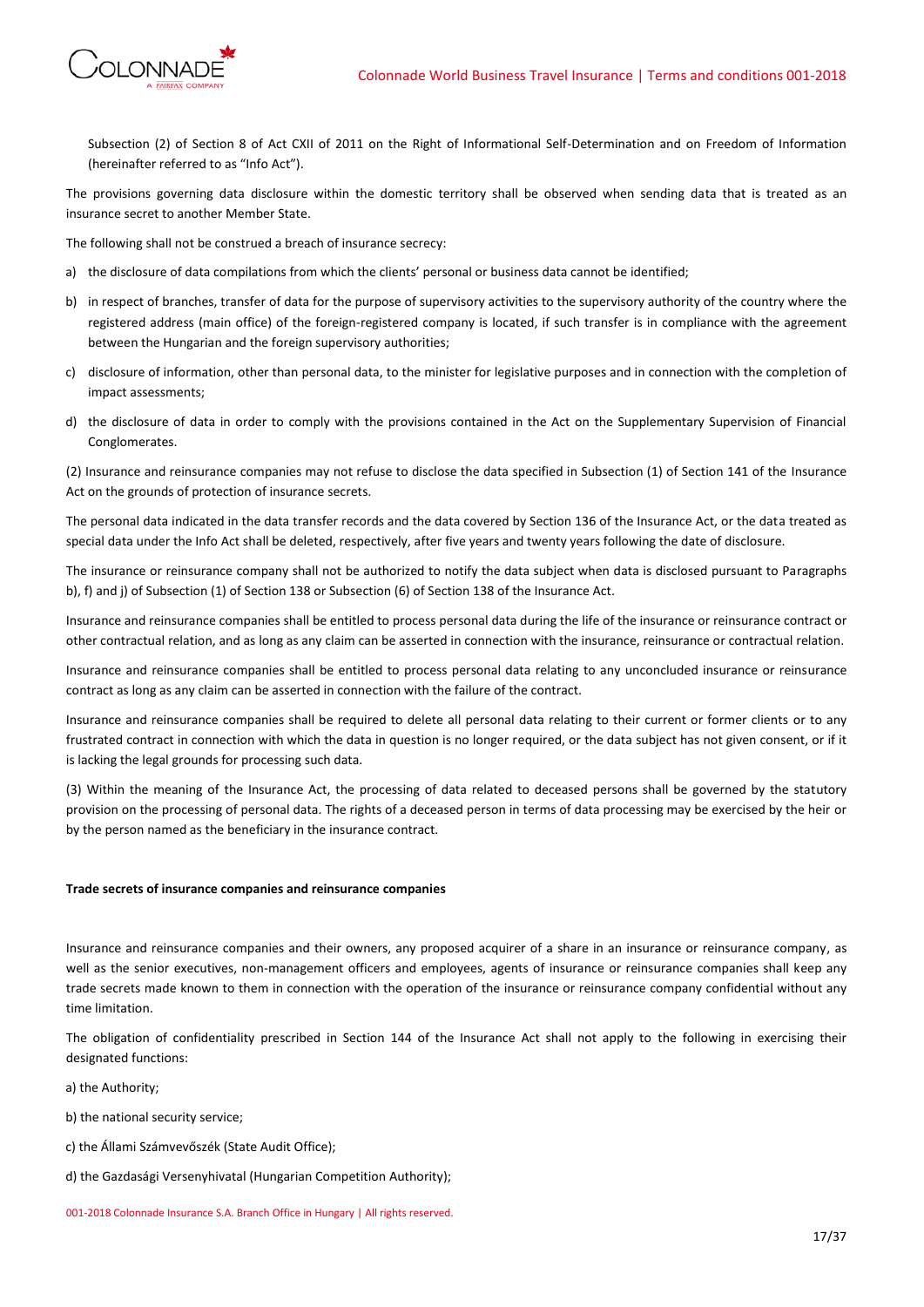Subsection (2) of Section 8 of Act CXII of 2011 on the Right of Informational Self-Determination and on Freedom of Information (hereinafter referred to as "Info Act").

The provisions governing data disclosure within the domestic territory shall be observed when sending data that is treated as an insurance secret to another Member State.

The following shall not be construed a breach of insurance secrecy:

a) the disclosure of data compilations from which the clients' personal or business data cannot be identified;

b) in respect of branches, transfer of data for the purpose of supervisory activities to the supervisory authority of the country where the registered address (main office) of the foreign-registered company is located, if such transfer is in compliance with the agreement between the Hungarian and the foreign supervisory authorities;

c) disclosure of information, other than personal data, to the minister for legislative purposes and in connection with the completion of impact assessments;

d) the disclosure of data in order to comply with the provisions contained in the Act on the Supplementary Supervision of Financial Conglomerates.

(2) Insurance and reinsurance companies may not refuse to disclose the data specified in Subsection (1) of Section 141 of the Insurance Act on the grounds of protection of insurance secrets.

The personal data indicated in the data transfer records and the data covered by Section 136 of the Insurance Act, or the data treated as special data under the Info Act shall be deleted, respectively, after five years and twenty years following the date of disclosure.

The insurance or reinsurance company shall not be authorized to notify the data subject when data is disclosed pursuant to Paragraphs b), f) and j) of Subsection (1) of Section 138 or Subsection (6) of Section 138 of the Insurance Act.

Insurance and reinsurance companies shall be entitled to process personal data during the life of the insurance or reinsurance contract or other contractual relation, and as long as any claim can be asserted in connection with the insurance, reinsurance or contractual relation.

Insurance and reinsurance companies shall be entitled to process personal data relating to any unconcluded insurance or reinsurance contract as long as any claim can be asserted in connection with the failure of the contract.

Insurance and reinsurance companies shall be required to delete all personal data relating to their current or former clients or to any frustrated contract in connection with which the data in question is no longer required, or the data subject has not given consent, or if it is lacking the legal grounds for processing such data.

(3) Within the meaning of the Insurance Act, the processing of data related to deceased persons shall be governed by the statutory provision on the processing of personal data. The rights of a deceased person in terms of data processing may be exercised by the heir or by the person named as the beneficiary in the insurance contract.

**Trade secrets of insurance companies and reinsurance companies**

Insurance and reinsurance companies and their owners, any proposed acquirer of a share in an insurance or reinsurance company, as well as the senior executives, non-management officers and employees, agents of insurance or reinsurance companies shall keep any trade secrets made known to them in connection with the operation of the insurance or reinsurance company confidential without any time limitation.

The obligation of confidentiality prescribed in Section 144 of the Insurance Act shall not apply to the following in exercising their designated functions:

a) the Authority;

b) the national security service;

c) the Állami Számvevőszék (State Audit Office);

d) the Gazdasági Versenyhivatal (Hungarian Competition Authority);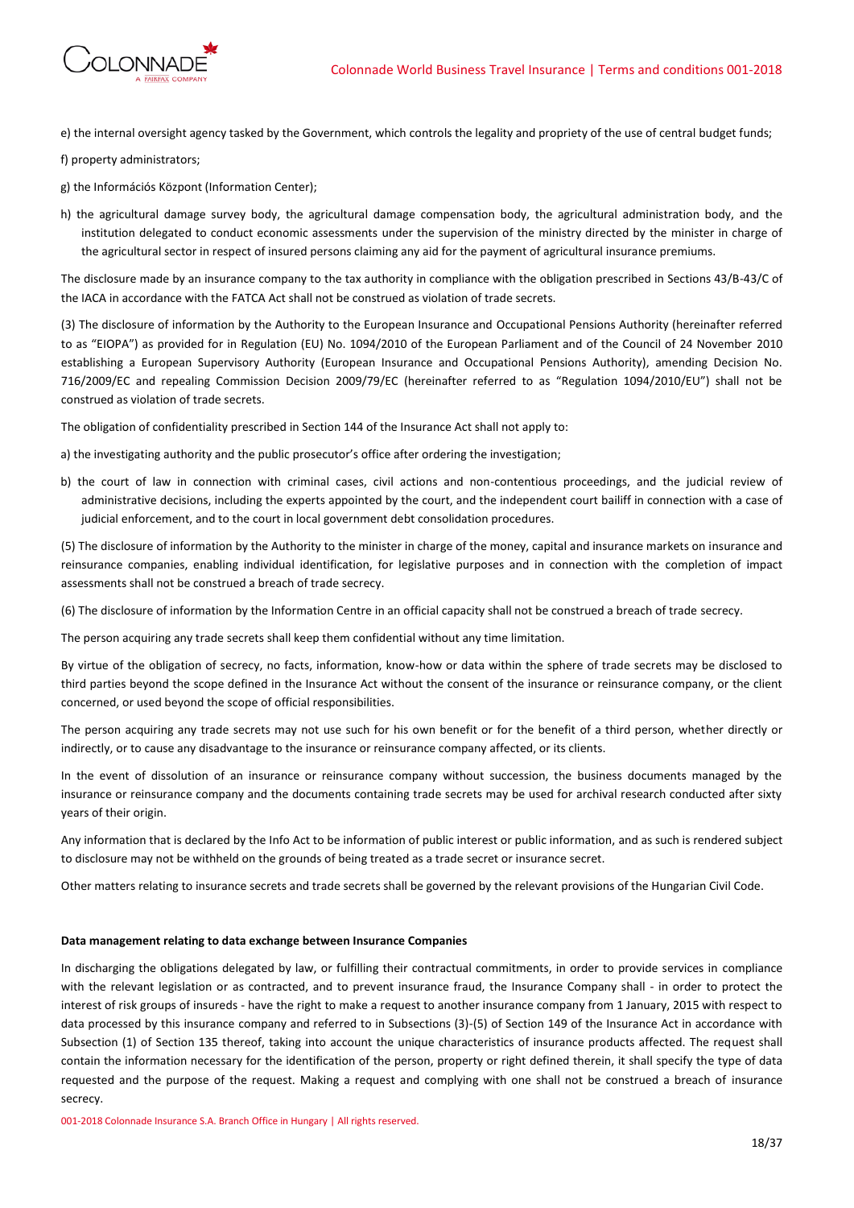e) the internal oversight agency tasked by the Government, which controls the legality and propriety of the use of central budget funds;

f) property administrators;

g) the Információs Központ (Information Center);

h) the agricultural damage survey body, the agricultural damage compensation body, the agricultural administration body, and the institution delegated to conduct economic assessments under the supervision of the ministry directed by the minister in charge of the agricultural sector in respect of insured persons claiming any aid for the payment of agricultural insurance premiums.

The disclosure made by an insurance company to the tax authority in compliance with the obligation prescribed in Sections 43/B-43/C of the IACA in accordance with the FATCA Act shall not be construed as violation of trade secrets.

(3) The disclosure of information by the Authority to the European Insurance and Occupational Pensions Authority (hereinafter referred to as "EIOPA") as provided for in Regulation (EU) No. 1094/2010 of the European Parliament and of the Council of 24 November 2010 establishing a European Supervisory Authority (European Insurance and Occupational Pensions Authority), amending Decision No. 716/2009/EC and repealing Commission Decision 2009/79/EC (hereinafter referred to as "Regulation 1094/2010/EU") shall not be construed as violation of trade secrets.

The obligation of confidentiality prescribed in Section 144 of the Insurance Act shall not apply to:

a) the investigating authority and the public prosecutor's office after ordering the investigation;

b) the court of law in connection with criminal cases, civil actions and non-contentious proceedings, and the judicial review of administrative decisions, including the experts appointed by the court, and the independent court bailiff in connection with a case of judicial enforcement, and to the court in local government debt consolidation procedures.

(5) The disclosure of information by the Authority to the minister in charge of the money, capital and insurance markets on insurance and reinsurance companies, enabling individual identification, for legislative purposes and in connection with the completion of impact assessments shall not be construed a breach of trade secrecy.

(6) The disclosure of information by the Information Centre in an official capacity shall not be construed a breach of trade secrecy.

The person acquiring any trade secrets shall keep them confidential without any time limitation.

By virtue of the obligation of secrecy, no facts, information, know-how or data within the sphere of trade secrets may be disclosed to third parties beyond the scope defined in the Insurance Act without the consent of the insurance or reinsurance company, or the client concerned, or used beyond the scope of official responsibilities.

The person acquiring any trade secrets may not use such for his own benefit or for the benefit of a third person, whether directly or indirectly, or to cause any disadvantage to the insurance or reinsurance company affected, or its clients.

In the event of dissolution of an insurance or reinsurance company without succession, the business documents managed by the insurance or reinsurance company and the documents containing trade secrets may be used for archival research conducted after sixty years of their origin.

Any information that is declared by the Info Act to be information of public interest or public information, and as such is rendered subject to disclosure may not be withheld on the grounds of being treated as a trade secret or insurance secret.

Other matters relating to insurance secrets and trade secrets shall be governed by the relevant provisions of the Hungarian Civil Code.

**Data management relating to data exchange between Insurance Companies**

In discharging the obligations delegated by law, or fulfilling their contractual commitments, in order to provide services in compliance with the relevant legislation or as contracted, and to prevent insurance fraud, the Insurance Company shall - in order to protect the interest of risk groups of insureds - have the right to make a request to another insurance company from 1 January, 2015 with respect to data processed by this insurance company and referred to in Subsections (3)-(5) of Section 149 of the Insurance Act in accordance with Subsection (1) of Section 135 thereof, taking into account the unique characteristics of insurance products affected. The request shall contain the information necessary for the identification of the person, property or right defined therein, it shall specify the type of data requested and the purpose of the request. Making a request and complying with one shall not be construed a breach of insurance secrecy.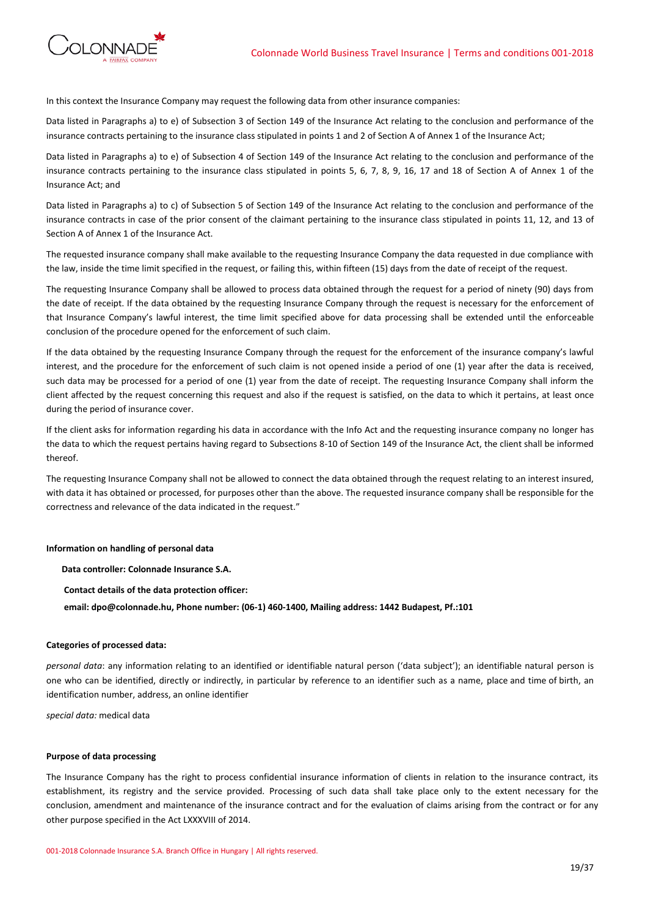In this context the Insurance Company may request the following data from other insurance companies:

Data listed in Paragraphs a) to e) of Subsection 3 of Section 149 of the Insurance Act relating to the conclusion and performance of the insurance contracts pertaining to the insurance class stipulated in points 1 and 2 of Section A of Annex 1 of the Insurance Act;

Data listed in Paragraphs a) to e) of Subsection 4 of Section 149 of the Insurance Act relating to the conclusion and performance of the insurance contracts pertaining to the insurance class stipulated in points 5, 6, 7, 8, 9, 16, 17 and 18 of Section A of Annex 1 of the Insurance Act; and

Data listed in Paragraphs a) to c) of Subsection 5 of Section 149 of the Insurance Act relating to the conclusion and performance of the insurance contracts in case of the prior consent of the claimant pertaining to the insurance class stipulated in points 11, 12, and 13 of Section A of Annex 1 of the Insurance Act.

The requested insurance company shall make available to the requesting Insurance Company the data requested in due compliance with the law, inside the time limit specified in the request, or failing this, within fifteen (15) days from the date of receipt of the request.

The requesting Insurance Company shall be allowed to process data obtained through the request for a period of ninety (90) days from the date of receipt. If the data obtained by the requesting Insurance Company through the request is necessary for the enforcement of that Insurance Company's lawful interest, the time limit specified above for data processing shall be extended until the enforceable conclusion of the procedure opened for the enforcement of such claim.

If the data obtained by the requesting Insurance Company through the request for the enforcement of the insurance company's lawful interest, and the procedure for the enforcement of such claim is not opened inside a period of one (1) year after the data is received, such data may be processed for a period of one (1) year from the date of receipt. The requesting Insurance Company shall inform the client affected by the request concerning this request and also if the request is satisfied, on the data to which it pertains, at least once during the period of insurance cover.

If the client asks for information regarding his data in accordance with the Info Act and the requesting insurance company no longer has the data to which the request pertains having regard to Subsections 8-10 of Section 149 of the Insurance Act, the client shall be informed thereof.

The requesting Insurance Company shall not be allowed to connect the data obtained through the request relating to an interest insured, with data it has obtained or processed, for purposes other than the above. The requested insurance company shall be responsible for the correctness and relevance of the data indicated in the request."

**Information on handling of personal data**

**Data controller: Colonnade Insurance S.A.**

**Contact details of the data protection officer:**

**email: dpo@colonnade.hu, Phone number: (06-1) 460-1400, Mailing address: 1442 Budapest, Pf.:101**

**Categories of processed data:**

*personal data*: any information relating to an identified or identifiable natural person ('data subject'); an identifiable natural person is one who can be identified, directly or indirectly, in particular by reference to an identifier such as a name, place and time of birth, an identification number, address, an online identifier

*special data:* medical data

**Purpose of data processing**

The Insurance Company has the right to process confidential insurance information of clients in relation to the insurance contract, its establishment, its registry and the service provided. Processing of such data shall take place only to the extent necessary for the conclusion, amendment and maintenance of the insurance contract and for the evaluation of claims arising from the contract or for any other purpose specified in the Act LXXXVIII of 2014.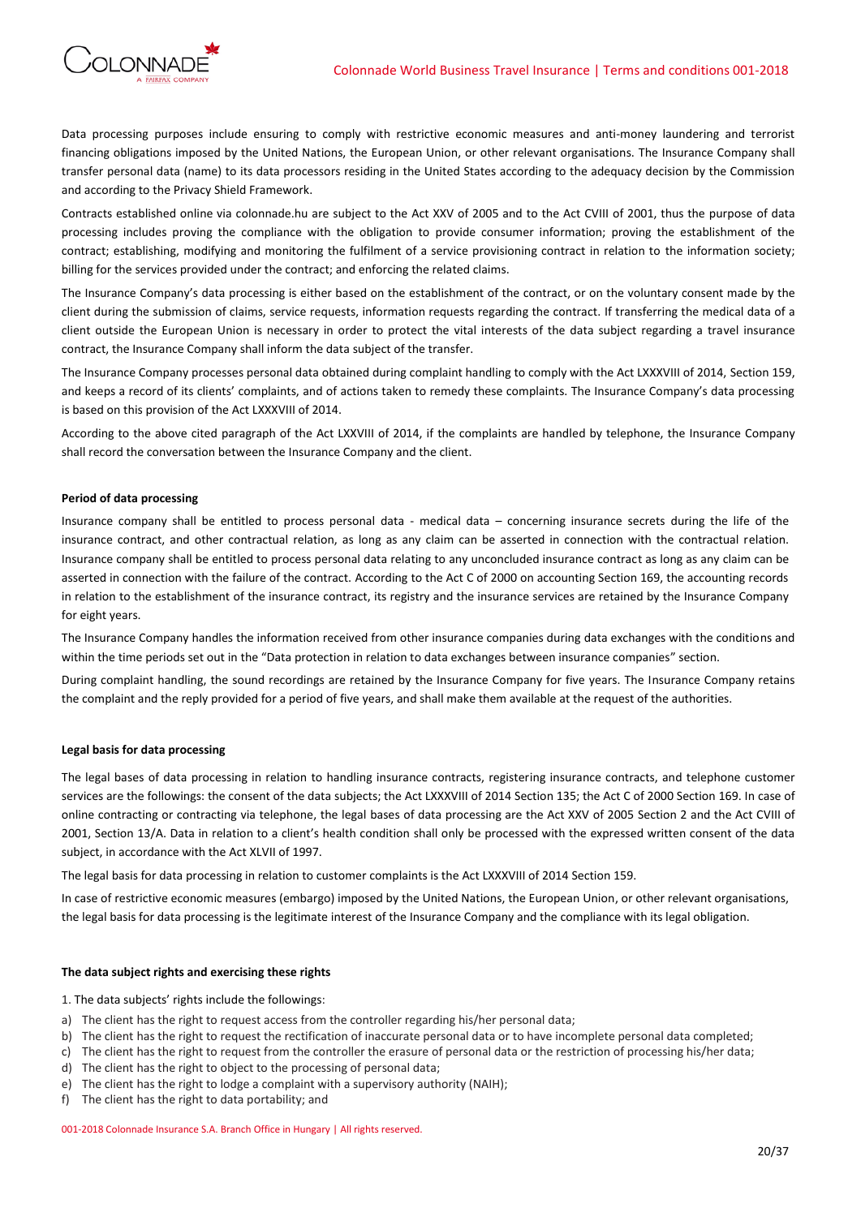Data processing purposes include ensuring to comply with restrictive economic measures and anti-money laundering and terrorist financing obligations imposed by the United Nations, the European Union, or other relevant organisations. The Insurance Company shall transfer personal data (name) to its data processors residing in the United States according to the adequacy decision by the Commission and according to the Privacy Shield Framework.

Contracts established online via colonnade.hu are subject to the Act XXV of 2005 and to the Act CVIII of 2001, thus the purpose of data processing includes proving the compliance with the obligation to provide consumer information; proving the establishment of the contract; establishing, modifying and monitoring the fulfilment of a service provisioning contract in relation to the information society; billing for the services provided under the contract; and enforcing the related claims.

The Insurance Company's data processing is either based on the establishment of the contract, or on the voluntary consent made by the client during the submission of claims, service requests, information requests regarding the contract. If transferring the medical data of a client outside the European Union is necessary in order to protect the vital interests of the data subject regarding a travel insurance contract, the Insurance Company shall inform the data subject of the transfer.

The Insurance Company processes personal data obtained during complaint handling to comply with the Act LXXXVIII of 2014, Section 159, and keeps a record of its clients' complaints, and of actions taken to remedy these complaints. The Insurance Company's data processing is based on this provision of the Act LXXXVIII of 2014.

According to the above cited paragraph of the Act LXXVIII of 2014, if the complaints are handled by telephone, the Insurance Company shall record the conversation between the Insurance Company and the client.

**Period of data processing**

Insurance company shall be entitled to process personal data - medical data – concerning insurance secrets during the life of the insurance contract, and other contractual relation, as long as any claim can be asserted in connection with the contractual relation. Insurance company shall be entitled to process personal data relating to any unconcluded insurance contract as long as any claim can be asserted in connection with the failure of the contract. According to the Act C of 2000 on accounting Section 169, the accounting records in relation to the establishment of the insurance contract, its registry and the insurance services are retained by the Insurance Company for eight years.

The Insurance Company handles the information received from other insurance companies during data exchanges with the conditions and within the time periods set out in the "Data protection in relation to data exchanges between insurance companies" section.

During complaint handling, the sound recordings are retained by the Insurance Company for five years. The Insurance Company retains the complaint and the reply provided for a period of five years, and shall make them available at the request of the authorities.

**Legal basis for data processing**

The legal bases of data processing in relation to handling insurance contracts, registering insurance contracts, and telephone customer services are the followings: the consent of the data subjects; the Act LXXXVIII of 2014 Section 135; the Act C of 2000 Section 169. In case of online contracting or contracting via telephone, the legal bases of data processing are the Act XXV of 2005 Section 2 and the Act CVIII of 2001, Section 13/A. Data in relation to a client's health condition shall only be processed with the expressed written consent of the data subject, in accordance with the Act XLVII of 1997.

The legal basis for data processing in relation to customer complaints is the Act LXXXVIII of 2014 Section 159.

In case of restrictive economic measures (embargo) imposed by the United Nations, the European Union, or other relevant organisations, the legal basis for data processing is the legitimate interest of the Insurance Company and the compliance with its legal obligation.

**The data subject rights and exercising these rights**

1. The data subjects' rights include the followings:

a) The client has the right to request access from the controller regarding his/her personal data;
b) The client has the right to request the rectification of inaccurate personal data or to have incomplete personal data completed;
c) The client has the right to request from the controller the erasure of personal data or the restriction of processing his/her data;
d) The client has the right to object to the processing of personal data;
e) The client has the right to lodge a complaint with a supervisory authority (NAIH);
f) The client has the right to data portability; and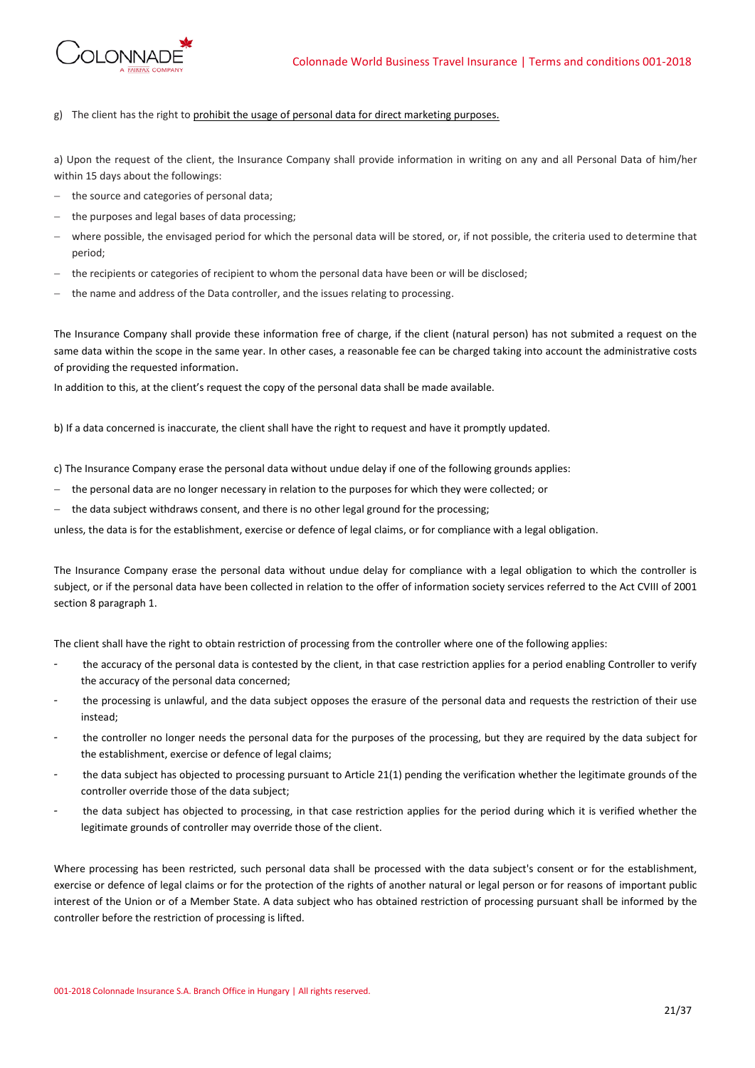g) The client has the right to <u>prohibit the usage of personal data for direct marketing purposes.</u>

a) Upon the request of the client, the Insurance Company shall provide information in writing on any and all Personal Data of him/her within 15 days about the followings:

- the source and categories of personal data;
- the purposes and legal bases of data processing;
- where possible, the envisaged period for which the personal data will be stored, or, if not possible, the criteria used to determine that period;
- the recipients or categories of recipient to whom the personal data have been or will be disclosed;
- the name and address of the Data controller, and the issues relating to processing.

The Insurance Company shall provide these information free of charge, if the client (natural person) has not submited a request on the same data within the scope in the same year. In other cases, a reasonable fee can be charged taking into account the administrative costs of providing the requested information.

In addition to this, at the client's request the copy of the personal data shall be made available.

b) If a data concerned is inaccurate, the client shall have the right to request and have it promptly updated.

c) The Insurance Company erase the personal data without undue delay if one of the following grounds applies:

- the personal data are no longer necessary in relation to the purposes for which they were collected; or
- the data subject withdraws consent, and there is no other legal ground for the processing;

unless, the data is for the establishment, exercise or defence of legal claims, or for compliance with a legal obligation.

The Insurance Company erase the personal data without undue delay for compliance with a legal obligation to which the controller is subject, or if the personal data have been collected in relation to the offer of information society services referred to the Act CVIII of 2001 section 8 paragraph 1.

The client shall have the right to obtain restriction of processing from the controller where one of the following applies:

- the accuracy of the personal data is contested by the client, in that case restriction applies for a period enabling Controller to verify the accuracy of the personal data concerned;
- the processing is unlawful, and the data subject opposes the erasure of the personal data and requests the restriction of their use instead;
- the controller no longer needs the personal data for the purposes of the processing, but they are required by the data subject for the establishment, exercise or defence of legal claims;
- the data subject has objected to processing pursuant to Article 21(1) pending the verification whether the legitimate grounds of the controller override those of the data subject;
- the data subject has objected to processing, in that case restriction applies for the period during which it is verified whether the legitimate grounds of controller may override those of the client.

Where processing has been restricted, such personal data shall be processed with the data subject's consent or for the establishment, exercise or defence of legal claims or for the protection of the rights of another natural or legal person or for reasons of important public interest of the Union or of a Member State. A data subject who has obtained restriction of processing pursuant shall be informed by the controller before the restriction of processing is lifted.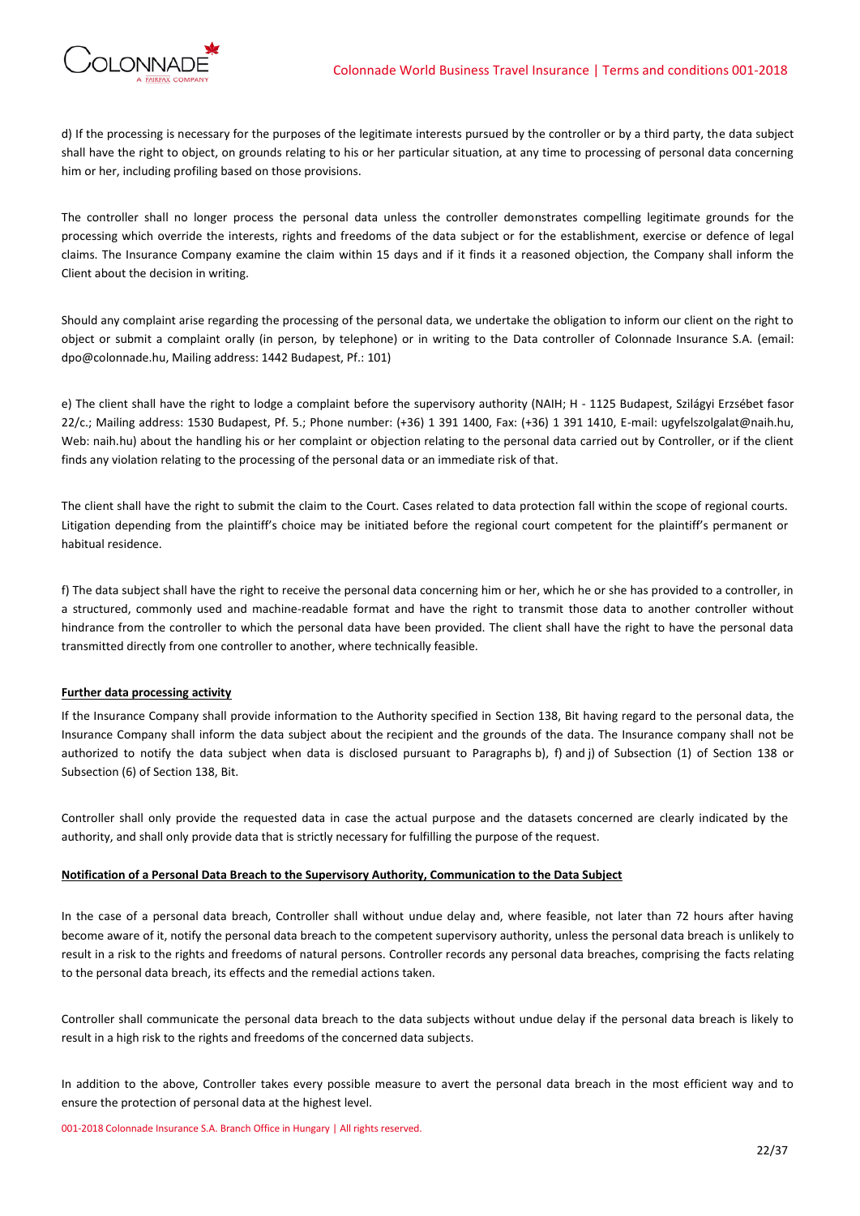d) If the processing is necessary for the purposes of the legitimate interests pursued by the controller or by a third party, the data subject shall have the right to object, on grounds relating to his or her particular situation, at any time to processing of personal data concerning him or her, including profiling based on those provisions.

The controller shall no longer process the personal data unless the controller demonstrates compelling legitimate grounds for the processing which override the interests, rights and freedoms of the data subject or for the establishment, exercise or defence of legal claims. The Insurance Company examine the claim within 15 days and if it finds it a reasoned objection, the Company shall inform the Client about the decision in writing.

Should any complaint arise regarding the processing of the personal data, we undertake the obligation to inform our client on the right to object or submit a complaint orally (in person, by telephone) or in writing to the Data controller of Colonnade Insurance S.A. (email: dpo@colonnade.hu, Mailing address: 1442 Budapest, Pf.: 101)

e) The client shall have the right to lodge a complaint before the supervisory authority (NAIH; H - 1125 Budapest, Szilágyi Erzsébet fasor 22/c.; Mailing address: 1530 Budapest, Pf. 5.; Phone number: (+36) 1 391 1400, Fax: (+36) 1 391 1410, E-mail: ugyfelszolgalat@naih.hu, Web: naih.hu) about the handling his or her complaint or objection relating to the personal data carried out by Controller, or if the client finds any violation relating to the processing of the personal data or an immediate risk of that.

The client shall have the right to submit the claim to the Court. Cases related to data protection fall within the scope of regional courts. Litigation depending from the plaintiff's choice may be initiated before the regional court competent for the plaintiff's permanent or habitual residence.

f) The data subject shall have the right to receive the personal data concerning him or her, which he or she has provided to a controller, in a structured, commonly used and machine-readable format and have the right to transmit those data to another controller without hindrance from the controller to which the personal data have been provided. The client shall have the right to have the personal data transmitted directly from one controller to another, where technically feasible.

**Further data processing activity**

If the Insurance Company shall provide information to the Authority specified in Section 138, Bit having regard to the personal data, the Insurance Company shall inform the data subject about the recipient and the grounds of the data. The Insurance company shall not be authorized to notify the data subject when data is disclosed pursuant to Paragraphs b), f) and j) of Subsection (1) of Section 138 or Subsection (6) of Section 138, Bit.

Controller shall only provide the requested data in case the actual purpose and the datasets concerned are clearly indicated by the authority, and shall only provide data that is strictly necessary for fulfilling the purpose of the request.

**Notification of a Personal Data Breach to the Supervisory Authority, Communication to the Data Subject**

In the case of a personal data breach, Controller shall without undue delay and, where feasible, not later than 72 hours after having become aware of it, notify the personal data breach to the competent supervisory authority, unless the personal data breach is unlikely to result in a risk to the rights and freedoms of natural persons. Controller records any personal data breaches, comprising the facts relating to the personal data breach, its effects and the remedial actions taken.

Controller shall communicate the personal data breach to the data subjects without undue delay if the personal data breach is likely to result in a high risk to the rights and freedoms of the concerned data subjects.

In addition to the above, Controller takes every possible measure to avert the personal data breach in the most efficient way and to ensure the protection of personal data at the highest level.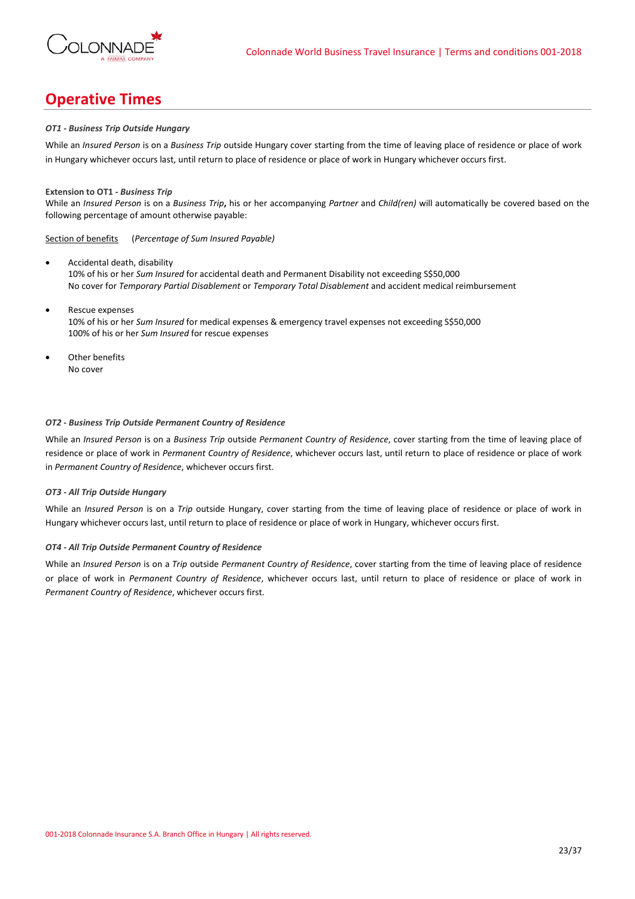## Operative Times

***OT1 - Business Trip Outside Hungary***

While an *Insured Person* is on a *Business Trip* outside Hungary cover starting from the time of leaving place of residence or place of work in Hungary whichever occurs last, until return to place of residence or place of work in Hungary whichever occurs first.

**Extension to OT1 - *Business Trip***
While an *Insured Person* is on a *Business Trip***,** his or her accompanying *Partner* and *Child(ren)* will automatically be covered based on the following percentage of amount otherwise payable:

Section of benefits (*Percentage of Sum Insured Payable)*

- Accidental death, disability
  10% of his or her *Sum Insured* for accidental death and Permanent Disability not exceeding S$50,000
  No cover for *Temporary Partial Disablement* or *Temporary Total Disablement* and accident medical reimbursement
- Rescue expenses
  10% of his or her *Sum Insured* for medical expenses & emergency travel expenses not exceeding S$50,000
  100% of his or her *Sum Insured* for rescue expenses
- Other benefits
  No cover

***OT2 - Business Trip Outside Permanent Country of Residence***

While an *Insured Person* is on a *Business Trip* outside *Permanent Country of Residence*, cover starting from the time of leaving place of residence or place of work in *Permanent Country of Residence*, whichever occurs last, until return to place of residence or place of work in *Permanent Country of Residence*, whichever occurs first.

***OT3 - All Trip Outside Hungary***

While an *Insured Person* is on a *Trip* outside Hungary, cover starting from the time of leaving place of residence or place of work in Hungary whichever occurs last, until return to place of residence or place of work in Hungary, whichever occurs first.

***OT4 - All Trip Outside Permanent Country of Residence***

While an *Insured Person* is on a *Trip* outside *Permanent Country of Residence*, cover starting from the time of leaving place of residence or place of work in *Permanent Country of Residence*, whichever occurs last, until return to place of residence or place of work in *Permanent Country of Residence*, whichever occurs first.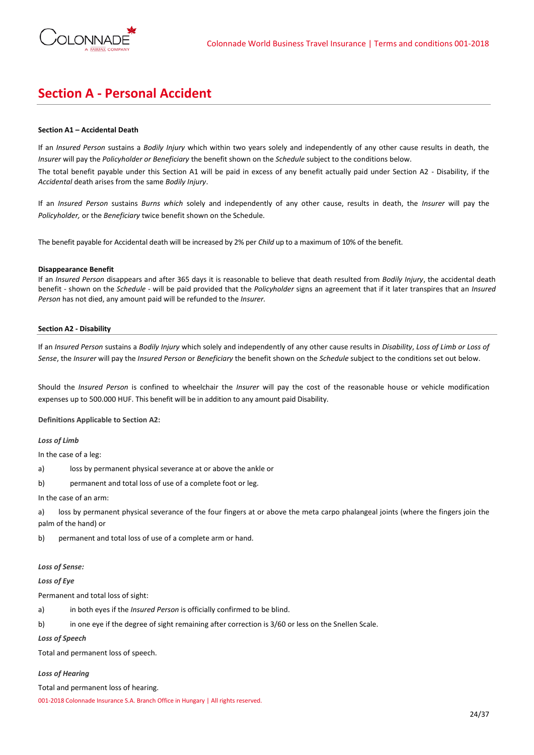## Section A - Personal Accident

**Section A1 – Accidental Death**

If an *Insured Person* sustains a *Bodily Injury* which within two years solely and independently of any other cause results in death, the *Insurer* will pay the *Policyholder or Beneficiary* the benefit shown on the *Schedule* subject to the conditions below.

The total benefit payable under this Section A1 will be paid in excess of any benefit actually paid under Section A2 - Disability, if the *Accidental* death arises from the same *Bodily Injury*.

If an *Insured Person* sustains *Burns which* solely and independently of any other cause, results in death, the *Insurer* will pay the *Policyholder,* or the *Beneficiary* twice benefit shown on the Schedule.

The benefit payable for Accidental death will be increased by 2% per *Child* up to a maximum of 10% of the benefit.

**Disappearance Benefit**

If an *Insured Person* disappears and after 365 days it is reasonable to believe that death resulted from *Bodily Injury*, the accidental death benefit - shown on the *Schedule* - will be paid provided that the *Policyholder* signs an agreement that if it later transpires that an *Insured Person* has not died, any amount paid will be refunded to the *Insurer.*

**Section A2 - Disability**

If an *Insured Person* sustains a *Bodily Injury* which solely and independently of any other cause results in *Disability*, *Loss of Limb or Loss of Sense*, the *Insurer* will pay the *Insured Person* or *Beneficiary* the benefit shown on the *Schedule* subject to the conditions set out below.

Should the *Insured Person* is confined to wheelchair the *Insurer* will pay the cost of the reasonable house or vehicle modification expenses up to 500.000 HUF. This benefit will be in addition to any amount paid Disability.

**Definitions Applicable to Section A2:**

***Loss of Limb***

In the case of a leg:

a) loss by permanent physical severance at or above the ankle or

b) permanent and total loss of use of a complete foot or leg.

In the case of an arm:

a) loss by permanent physical severance of the four fingers at or above the meta carpo phalangeal joints (where the fingers join the palm of the hand) or

b) permanent and total loss of use of a complete arm or hand.

***Loss of Sense:***

***Loss of Eye***

Permanent and total loss of sight:

a) in both eyes if the *Insured Person* is officially confirmed to be blind.

b) in one eye if the degree of sight remaining after correction is 3/60 or less on the Snellen Scale.

***Loss of Speech***

Total and permanent loss of speech.

***Loss of Hearing***

Total and permanent loss of hearing.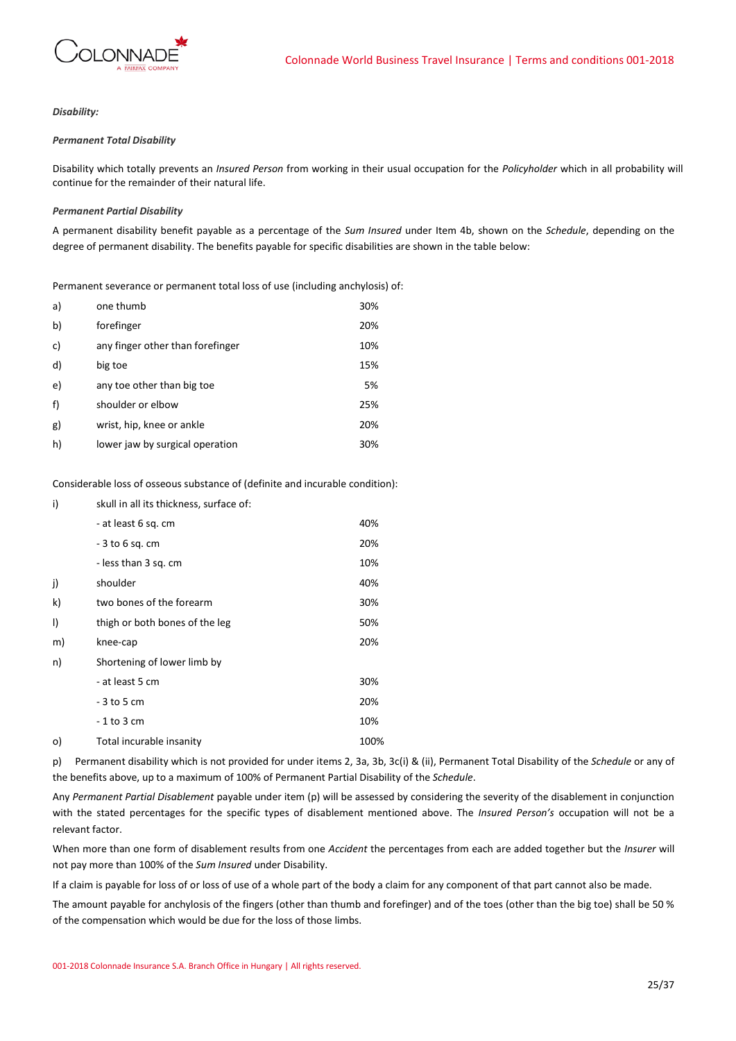***Disability:***

***Permanent Total Disability***

Disability which totally prevents an *Insured Person* from working in their usual occupation for the *Policyholder* which in all probability will continue for the remainder of their natural life.

***Permanent Partial Disability***

A permanent disability benefit payable as a percentage of the *Sum Insured* under Item 4b, shown on the *Schedule*, depending on the degree of permanent disability. The benefits payable for specific disabilities are shown in the table below:

Permanent severance or permanent total loss of use (including anchylosis) of:

| | | |
|---|---|---|
| a) | one thumb | 30% |
| b) | forefinger | 20% |
| c) | any finger other than forefinger | 10% |
| d) | big toe | 15% |
| e) | any toe other than big toe | 5% |
| f) | shoulder or elbow | 25% |
| g) | wrist, hip, knee or ankle | 20% |
| h) | lower jaw by surgical operation | 30% |

Considerable loss of osseous substance of (definite and incurable condition):

| | | |
|---|---|---|
| i) | skull in all its thickness, surface of: | |
| | - at least 6 sq. cm | 40% |
| | - 3 to 6 sq. cm | 20% |
| | - less than 3 sq. cm | 10% |
| j) | shoulder | 40% |
| k) | two bones of the forearm | 30% |
| l) | thigh or both bones of the leg | 50% |
| m) | knee-cap | 20% |
| n) | Shortening of lower limb by | |
| | - at least 5 cm | 30% |
| | - 3 to 5 cm | 20% |
| | - 1 to 3 cm | 10% |
| o) | Total incurable insanity | 100% |

p) Permanent disability which is not provided for under items 2, 3a, 3b, 3c(i) & (ii), Permanent Total Disability of the *Schedule* or any of the benefits above, up to a maximum of 100% of Permanent Partial Disability of the *Schedule*.

Any *Permanent Partial Disablement* payable under item (p) will be assessed by considering the severity of the disablement in conjunction with the stated percentages for the specific types of disablement mentioned above. The *Insured Person's* occupation will not be a relevant factor.

When more than one form of disablement results from one *Accident* the percentages from each are added together but the *Insurer* will not pay more than 100% of the *Sum Insured* under Disability.

If a claim is payable for loss of or loss of use of a whole part of the body a claim for any component of that part cannot also be made.

The amount payable for anchylosis of the fingers (other than thumb and forefinger) and of the toes (other than the big toe) shall be 50 % of the compensation which would be due for the loss of those limbs.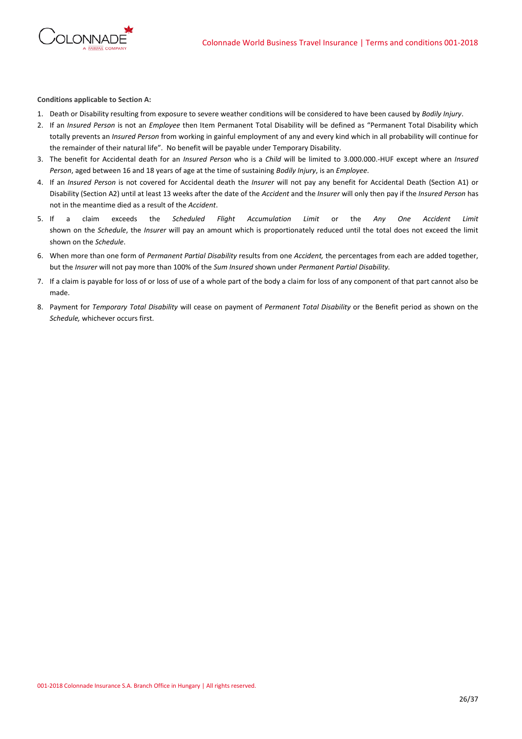**Conditions applicable to Section A:**

1. Death or Disability resulting from exposure to severe weather conditions will be considered to have been caused by *Bodily Injury*.
2. If an *Insured Person* is not an *Employee* then Item Permanent Total Disability will be defined as "Permanent Total Disability which totally prevents an *Insured Person* from working in gainful employment of any and every kind which in all probability will continue for the remainder of their natural life". No benefit will be payable under Temporary Disability.
3. The benefit for Accidental death for an *Insured Person* who is a *Child* will be limited to 3.000.000.-HUF except where an *Insured Person*, aged between 16 and 18 years of age at the time of sustaining *Bodily Injury*, is an *Employee*.
4. If an *Insured Person* is not covered for Accidental death the *Insurer* will not pay any benefit for Accidental Death (Section A1) or Disability (Section A2) until at least 13 weeks after the date of the *Accident* and the *Insurer* will only then pay if the *Insured Person* has not in the meantime died as a result of the *Accident*.
5. If a claim exceeds the *Scheduled Flight Accumulation Limit* or the *Any One Accident Limit* shown on the *Schedule*, the *Insurer* will pay an amount which is proportionately reduced until the total does not exceed the limit shown on the *Schedule*.
6. When more than one form of *Permanent Partial Disability* results from one *Accident,* the percentages from each are added together, but the *Insurer* will not pay more than 100% of the *Sum Insured* shown under *Permanent Partial Disability.*
7. If a claim is payable for loss of or loss of use of a whole part of the body a claim for loss of any component of that part cannot also be made.
8. Payment for *Temporary Total Disability* will cease on payment of *Permanent Total Disability* or the Benefit period as shown on the *Schedule,* whichever occurs first.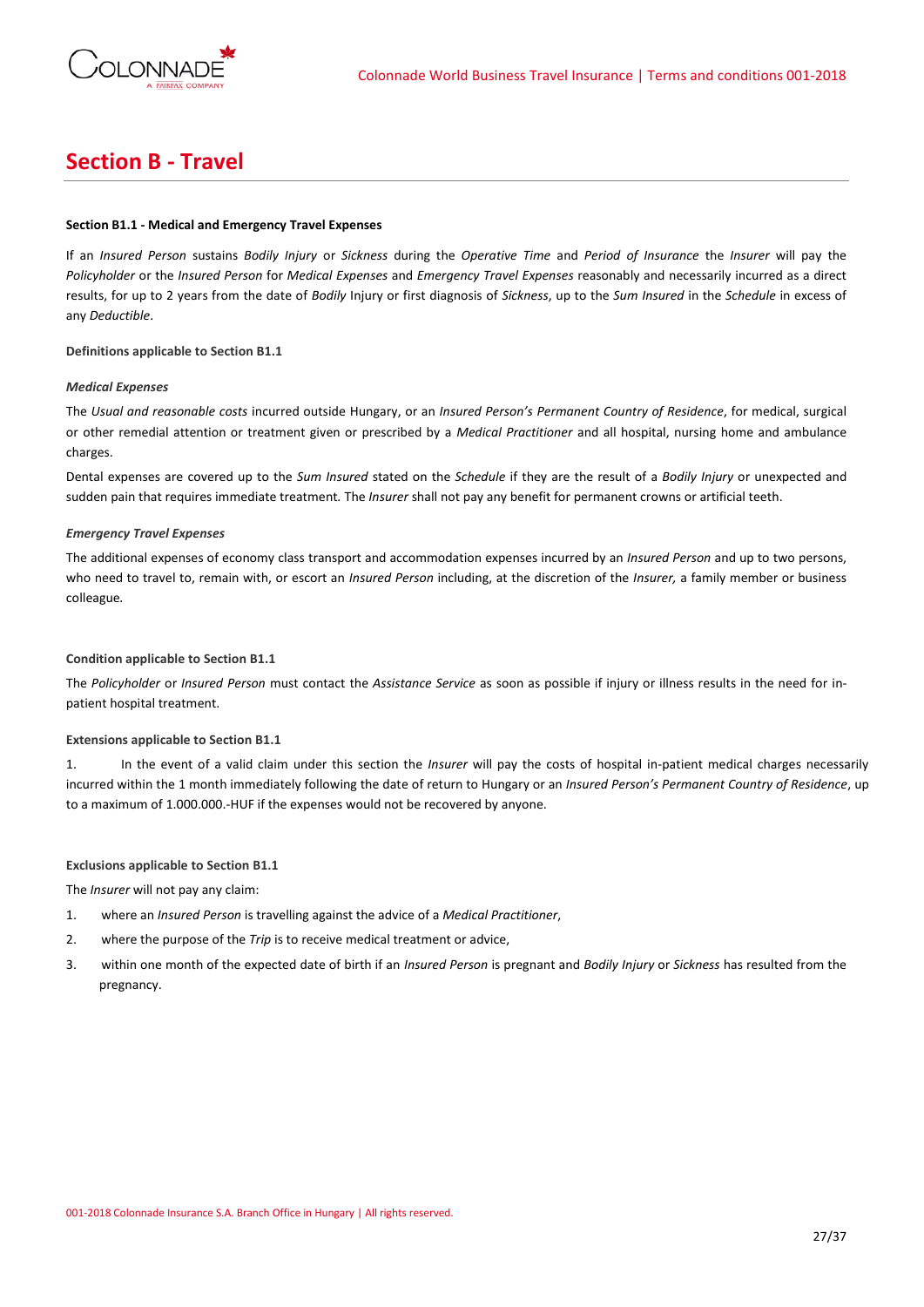# Section B - Travel

**Section B1.1 - Medical and Emergency Travel Expenses**

If an *Insured Person* sustains *Bodily Injury* or *Sickness* during the *Operative Time* and *Period of Insurance* the *Insurer* will pay the *Policyholder* or the *Insured Person* for *Medical Expenses* and *Emergency Travel Expenses* reasonably and necessarily incurred as a direct results, for up to 2 years from the date of *Bodily* Injury or first diagnosis of *Sickness*, up to the *Sum Insured* in the *Schedule* in excess of any *Deductible*.

**Definitions applicable to Section B1.1**

***Medical Expenses***

The *Usual and reasonable costs* incurred outside Hungary, or an *Insured Person's Permanent Country of Residence*, for medical, surgical or other remedial attention or treatment given or prescribed by a *Medical Practitioner* and all hospital, nursing home and ambulance charges.

Dental expenses are covered up to the *Sum Insured* stated on the *Schedule* if they are the result of a *Bodily Injury* or unexpected and sudden pain that requires immediate treatment. The *Insurer* shall not pay any benefit for permanent crowns or artificial teeth.

***Emergency Travel Expenses***

The additional expenses of economy class transport and accommodation expenses incurred by an *Insured Person* and up to two persons, who need to travel to, remain with, or escort an *Insured Person* including, at the discretion of the *Insurer,* a family member or business colleague.

**Condition applicable to Section B1.1**

The *Policyholder* or *Insured Person* must contact the *Assistance Service* as soon as possible if injury or illness results in the need for in-patient hospital treatment.

**Extensions applicable to Section B1.1**

1. In the event of a valid claim under this section the *Insurer* will pay the costs of hospital in-patient medical charges necessarily incurred within the 1 month immediately following the date of return to Hungary or an *Insured Person's Permanent Country of Residence*, up to a maximum of 1.000.000.-HUF if the expenses would not be recovered by anyone.

**Exclusions applicable to Section B1.1**

The *Insurer* will not pay any claim:

1. where an *Insured Person* is travelling against the advice of a *Medical Practitioner*,
2. where the purpose of the *Trip* is to receive medical treatment or advice,
3. within one month of the expected date of birth if an *Insured Person* is pregnant and *Bodily Injury* or *Sickness* has resulted from the pregnancy.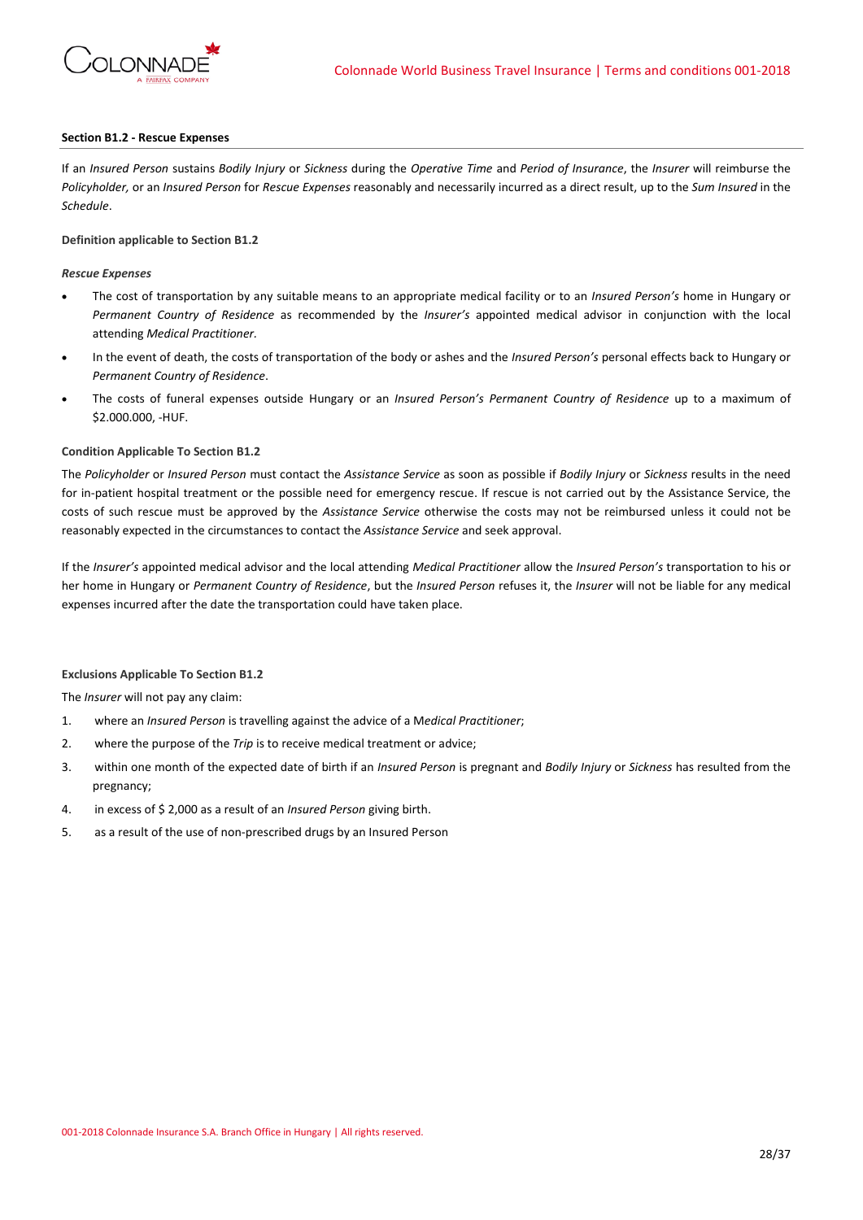**Section B1.2 - Rescue Expenses**

If an *Insured Person* sustains *Bodily Injury* or *Sickness* during the *Operative Time* and *Period of Insurance*, the *Insurer* will reimburse the *Policyholder,* or an *Insured Person* for *Rescue Expenses* reasonably and necessarily incurred as a direct result, up to the *Sum Insured* in the *Schedule*.

**Definition applicable to Section B1.2**

***Rescue Expenses***

- The cost of transportation by any suitable means to an appropriate medical facility or to an *Insured Person's* home in Hungary or *Permanent Country of Residence* as recommended by the *Insurer's* appointed medical advisor in conjunction with the local attending *Medical Practitioner*.
- In the event of death, the costs of transportation of the body or ashes and the *Insured Person's* personal effects back to Hungary or *Permanent Country of Residence*.
- The costs of funeral expenses outside Hungary or an *Insured Person's Permanent Country of Residence* up to a maximum of $2.000.000, -HUF.

**Condition Applicable To Section B1.2**

The *Policyholder* or *Insured Person* must contact the *Assistance Service* as soon as possible if *Bodily Injury* or *Sickness* results in the need for in-patient hospital treatment or the possible need for emergency rescue. If rescue is not carried out by the Assistance Service, the costs of such rescue must be approved by the *Assistance Service* otherwise the costs may not be reimbursed unless it could not be reasonably expected in the circumstances to contact the *Assistance Service* and seek approval.

If the *Insurer's* appointed medical advisor and the local attending *Medical Practitioner* allow the *Insured Person's* transportation to his or her home in Hungary or *Permanent Country of Residence*, but the *Insured Person* refuses it, the *Insurer* will not be liable for any medical expenses incurred after the date the transportation could have taken place.

**Exclusions Applicable To Section B1.2**

The *Insurer* will not pay any claim:

1. where an *Insured Person* is travelling against the advice of a M*edical Practitioner*;
2. where the purpose of the *Trip* is to receive medical treatment or advice;
3. within one month of the expected date of birth if an *Insured Person* is pregnant and *Bodily Injury* or *Sickness* has resulted from the pregnancy;
4. in excess of $ 2,000 as a result of an *Insured Person* giving birth.
5. as a result of the use of non-prescribed drugs by an Insured Person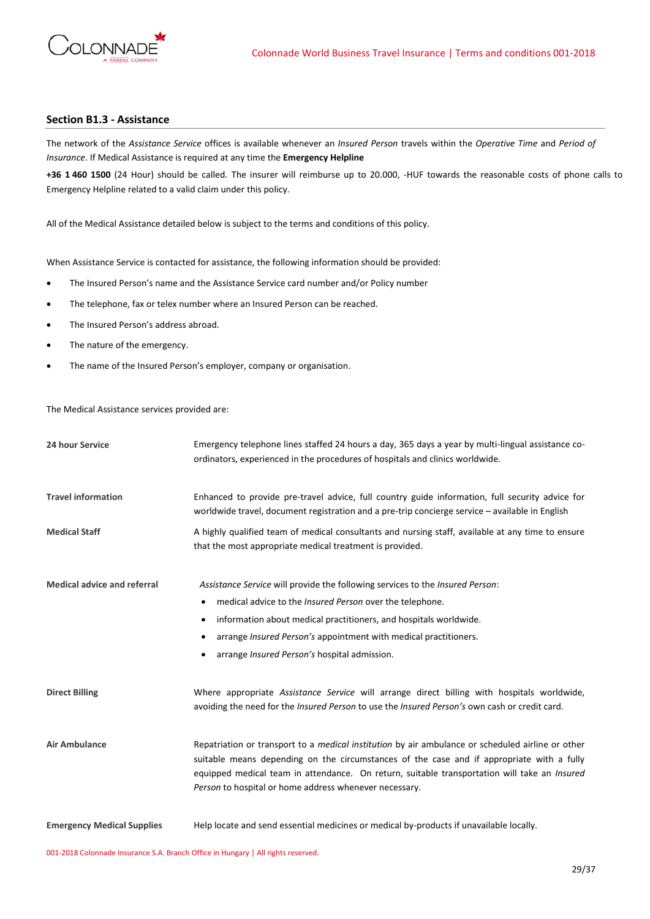## Section B1.3 - Assistance

The network of the *Assistance Service* offices is available whenever an *Insured Person* travels within the *Operative Time* and *Period of Insurance*. If Medical Assistance is required at any time the **Emergency Helpline**

**+36 1 460 1500** (24 Hour) should be called. The insurer will reimburse up to 20.000, -HUF towards the reasonable costs of phone calls to Emergency Helpline related to a valid claim under this policy.

All of the Medical Assistance detailed below is subject to the terms and conditions of this policy.

When Assistance Service is contacted for assistance, the following information should be provided:

- The Insured Person's name and the Assistance Service card number and/or Policy number
- The telephone, fax or telex number where an Insured Person can be reached.
- The Insured Person's address abroad.
- The nature of the emergency.
- The name of the Insured Person's employer, company or organisation.

The Medical Assistance services provided are:

**24 hour Service**

Emergency telephone lines staffed 24 hours a day, 365 days a year by multi-lingual assistance co-ordinators, experienced in the procedures of hospitals and clinics worldwide.

**Travel information**

Enhanced to provide pre-travel advice, full country guide information, full security advice for worldwide travel, document registration and a pre-trip concierge service – available in English

**Medical Staff**

A highly qualified team of medical consultants and nursing staff, available at any time to ensure that the most appropriate medical treatment is provided.

**Medical advice and referral**

*Assistance Service* will provide the following services to the *Insured Person*:

- medical advice to the *Insured Person* over the telephone.
- information about medical practitioners, and hospitals worldwide.
- arrange *Insured Person's* appointment with medical practitioners.
- arrange *Insured Person's* hospital admission.

**Direct Billing**

Where appropriate *Assistance Service* will arrange direct billing with hospitals worldwide, avoiding the need for the *Insured Person* to use the *Insured Person's* own cash or credit card.

**Air Ambulance**

Repatriation or transport to a *medical institution* by air ambulance or scheduled airline or other suitable means depending on the circumstances of the case and if appropriate with a fully equipped medical team in attendance. On return, suitable transportation will take an *Insured Person* to hospital or home address whenever necessary.

**Emergency Medical Supplies**

Help locate and send essential medicines or medical by-products if unavailable locally.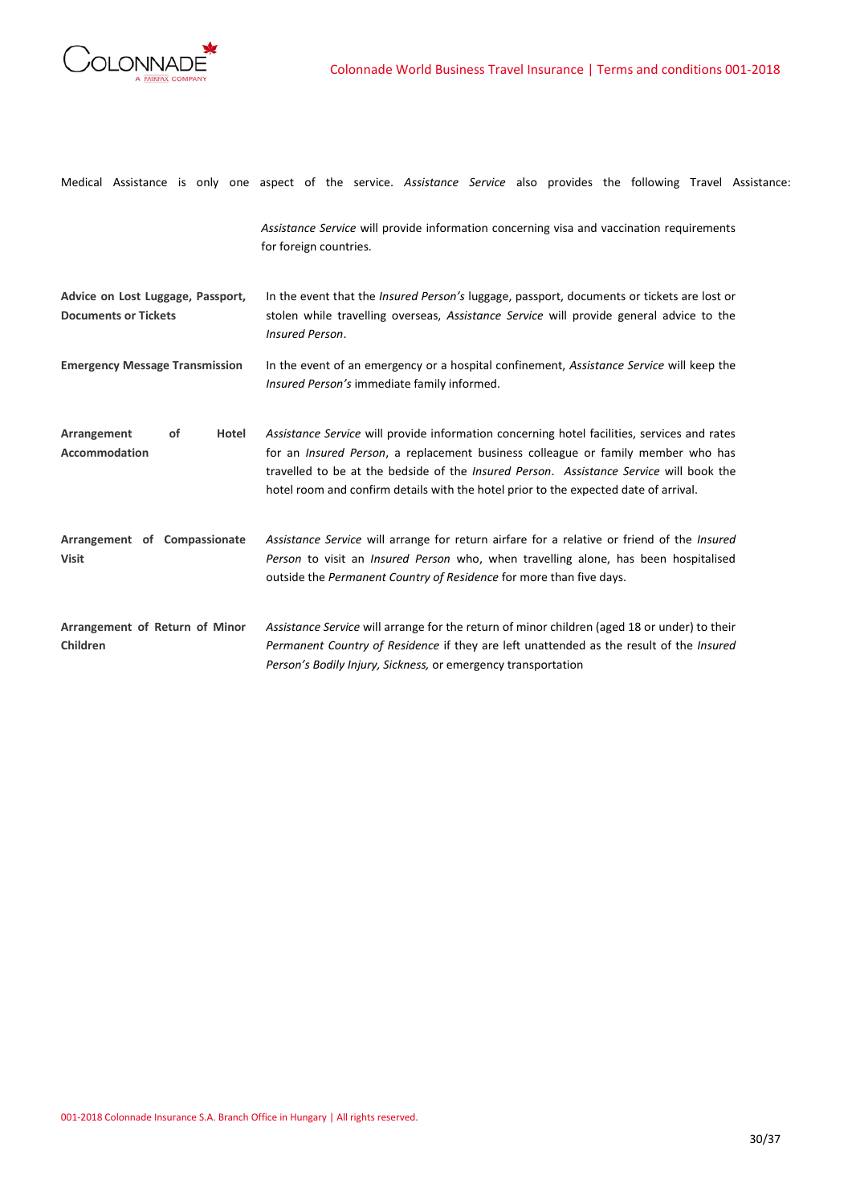Medical Assistance is only one aspect of the service. *Assistance Service* also provides the following Travel Assistance:

| | |
|---|---|
| | *Assistance Service* will provide information concerning visa and vaccination requirements for foreign countries. |
| **Advice on Lost Luggage, Passport, Documents or Tickets** | In the event that the *Insured Person's* luggage, passport, documents or tickets are lost or stolen while travelling overseas, *Assistance Service* will provide general advice to the *Insured Person*. |
| **Emergency Message Transmission** | In the event of an emergency or a hospital confinement, *Assistance Service* will keep the *Insured Person's* immediate family informed. |
| **Arrangement of Hotel Accommodation** | *Assistance Service* will provide information concerning hotel facilities, services and rates for an *Insured Person*, a replacement business colleague or family member who has travelled to be at the bedside of the *Insured Person*. *Assistance Service* will book the hotel room and confirm details with the hotel prior to the expected date of arrival. |
| **Arrangement of Compassionate Visit** | *Assistance Service* will arrange for return airfare for a relative or friend of the *Insured Person* to visit an *Insured Person* who, when travelling alone, has been hospitalised outside the *Permanent Country of Residence* for more than five days. |
| **Arrangement of Return of Minor Children** | *Assistance Service* will arrange for the return of minor children (aged 18 or under) to their *Permanent Country of Residence* if they are left unattended as the result of the *Insured Person's Bodily Injury, Sickness,* or emergency transportation |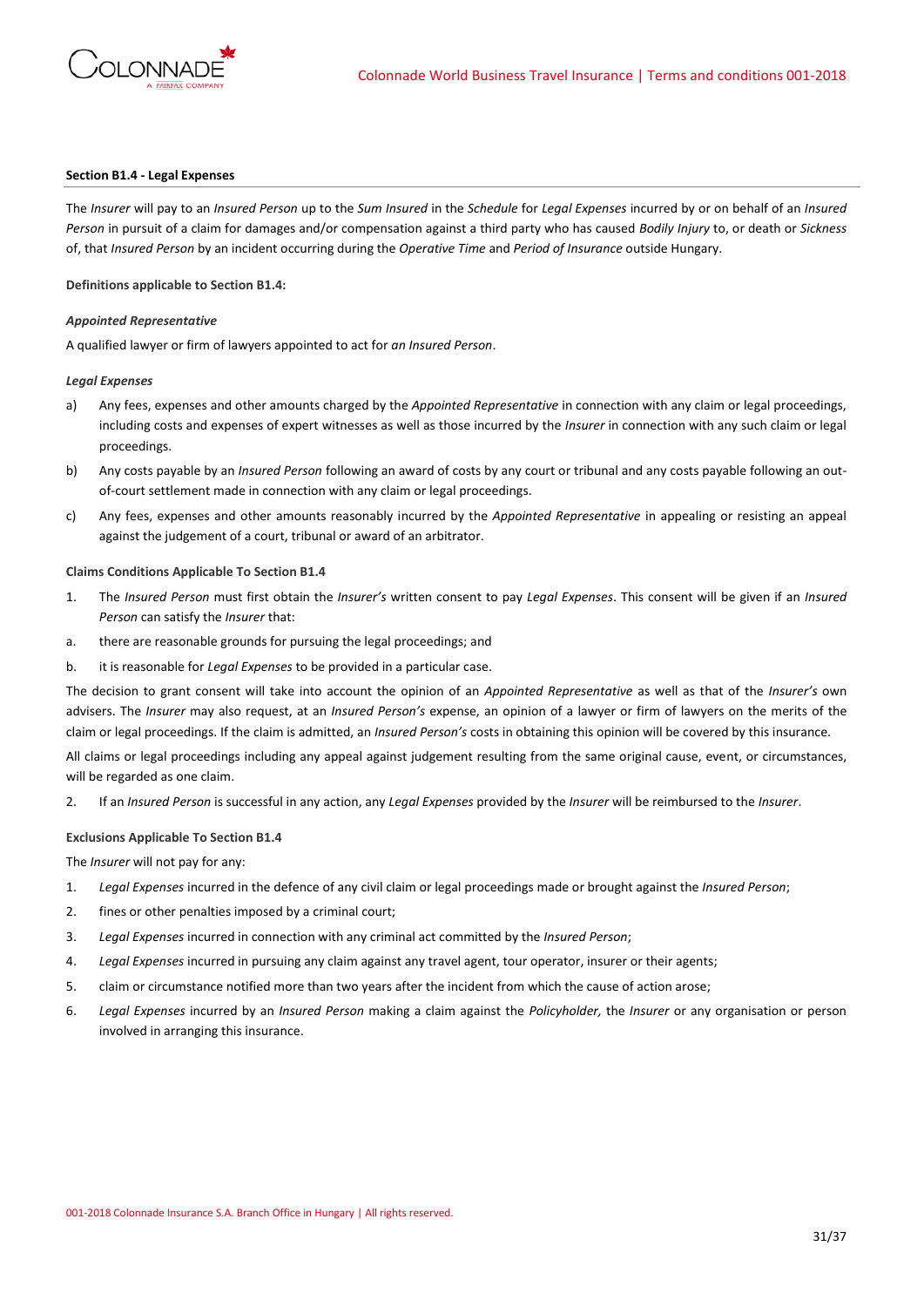**Section B1.4 - Legal Expenses**

The *Insurer* will pay to an *Insured Person* up to the *Sum Insured* in the *Schedule* for *Legal Expenses* incurred by or on behalf of an *Insured Person* in pursuit of a claim for damages and/or compensation against a third party who has caused *Bodily Injury* to, or death or *Sickness* of, that *Insured Person* by an incident occurring during the *Operative Time* and *Period of Insurance* outside Hungary.

**Definitions applicable to Section B1.4:**

***Appointed Representative***

A qualified lawyer or firm of lawyers appointed to act for *an Insured Person*.

***Legal Expenses***

a) Any fees, expenses and other amounts charged by the *Appointed Representative* in connection with any claim or legal proceedings, including costs and expenses of expert witnesses as well as those incurred by the *Insurer* in connection with any such claim or legal proceedings.

b) Any costs payable by an *Insured Person* following an award of costs by any court or tribunal and any costs payable following an out-of-court settlement made in connection with any claim or legal proceedings.

c) Any fees, expenses and other amounts reasonably incurred by the *Appointed Representative* in appealing or resisting an appeal against the judgement of a court, tribunal or award of an arbitrator.

**Claims Conditions Applicable To Section B1.4**

1. The *Insured Person* must first obtain the *Insurer's* written consent to pay *Legal Expenses*. This consent will be given if an *Insured Person* can satisfy the *Insurer* that:

a. there are reasonable grounds for pursuing the legal proceedings; and

b. it is reasonable for *Legal Expenses* to be provided in a particular case.

The decision to grant consent will take into account the opinion of an *Appointed Representative* as well as that of the *Insurer's* own advisers. The *Insurer* may also request, at an *Insured Person's* expense, an opinion of a lawyer or firm of lawyers on the merits of the claim or legal proceedings. If the claim is admitted, an *Insured Person's* costs in obtaining this opinion will be covered by this insurance.

All claims or legal proceedings including any appeal against judgement resulting from the same original cause, event, or circumstances, will be regarded as one claim.

2. If an *Insured Person* is successful in any action, any *Legal Expenses* provided by the *Insurer* will be reimbursed to the *Insurer*.

**Exclusions Applicable To Section B1.4**

The *Insurer* will not pay for any:

1. *Legal Expenses* incurred in the defence of any civil claim or legal proceedings made or brought against the *Insured Person*;
2. fines or other penalties imposed by a criminal court;
3. *Legal Expenses* incurred in connection with any criminal act committed by the *Insured Person*;
4. *Legal Expenses* incurred in pursuing any claim against any travel agent, tour operator, insurer or their agents;
5. claim or circumstance notified more than two years after the incident from which the cause of action arose;
6. *Legal Expenses* incurred by an *Insured Person* making a claim against the *Policyholder,* the *Insurer* or any organisation or person involved in arranging this insurance.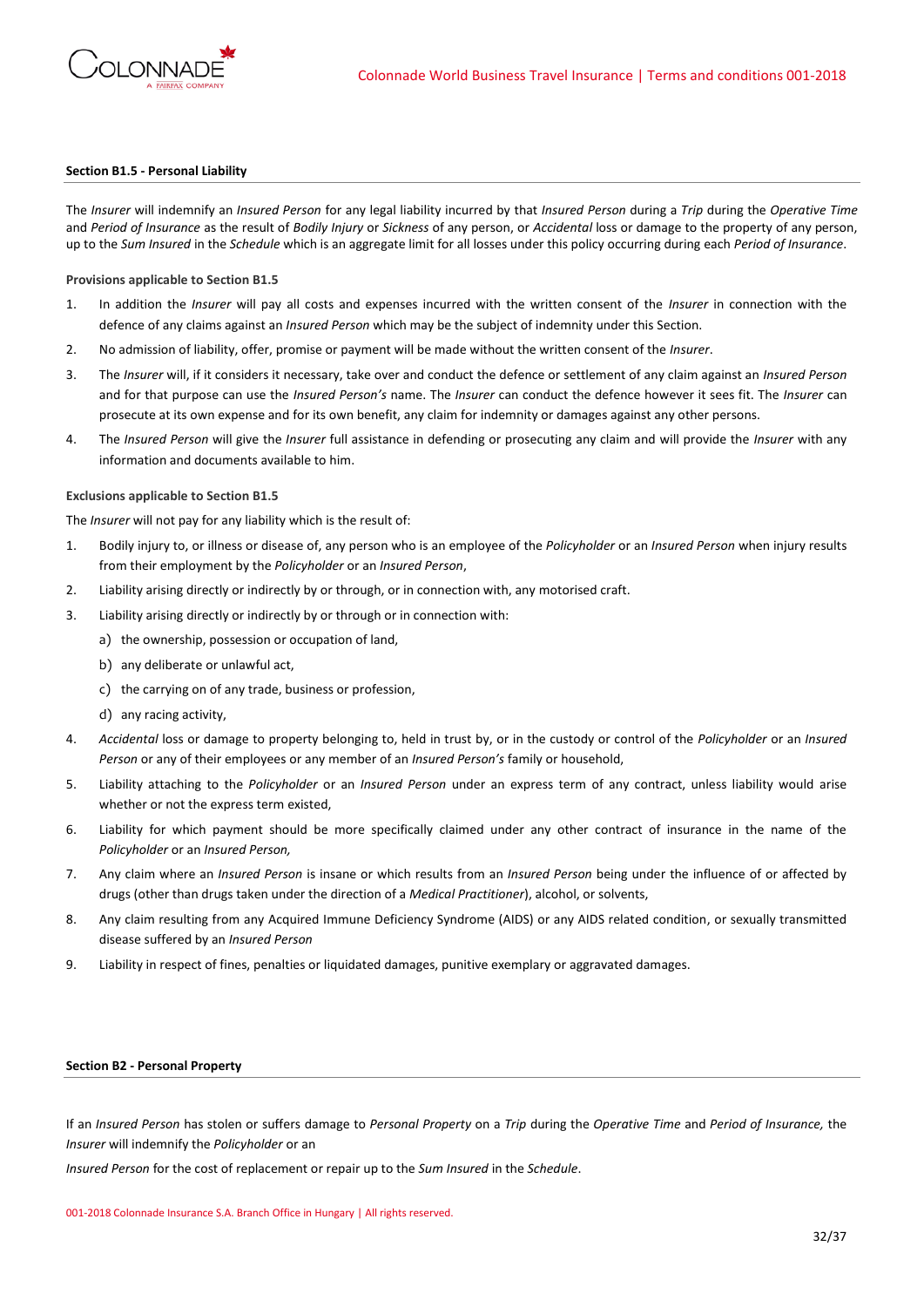**Section B1.5 - Personal Liability**

The *Insurer* will indemnify an *Insured Person* for any legal liability incurred by that *Insured Person* during a *Trip* during the *Operative Time* and *Period of Insurance* as the result of *Bodily Injury* or *Sickness* of any person, or *Accidental* loss or damage to the property of any person, up to the *Sum Insured* in the *Schedule* which is an aggregate limit for all losses under this policy occurring during each *Period of Insurance*.

**Provisions applicable to Section B1.5**

1. In addition the *Insurer* will pay all costs and expenses incurred with the written consent of the *Insurer* in connection with the defence of any claims against an *Insured Person* which may be the subject of indemnity under this Section.
2. No admission of liability, offer, promise or payment will be made without the written consent of the *Insurer*.
3. The *Insurer* will, if it considers it necessary, take over and conduct the defence or settlement of any claim against an *Insured Person* and for that purpose can use the *Insured Person's* name. The *Insurer* can conduct the defence however it sees fit. The *Insurer* can prosecute at its own expense and for its own benefit, any claim for indemnity or damages against any other persons.
4. The *Insured Person* will give the *Insurer* full assistance in defending or prosecuting any claim and will provide the *Insurer* with any information and documents available to him.

**Exclusions applicable to Section B1.5**

The *Insurer* will not pay for any liability which is the result of:

1. Bodily injury to, or illness or disease of, any person who is an employee of the *Policyholder* or an *Insured Person* when injury results from their employment by the *Policyholder* or an *Insured Person*,
2. Liability arising directly or indirectly by or through, or in connection with, any motorised craft.
3. Liability arising directly or indirectly by or through or in connection with:
   a) the ownership, possession or occupation of land,
   b) any deliberate or unlawful act,
   c) the carrying on of any trade, business or profession,
   d) any racing activity,
4. *Accidental* loss or damage to property belonging to, held in trust by, or in the custody or control of the *Policyholder* or an *Insured Person* or any of their employees or any member of an *Insured Person's* family or household,
5. Liability attaching to the *Policyholder* or an *Insured Person* under an express term of any contract, unless liability would arise whether or not the express term existed,
6. Liability for which payment should be more specifically claimed under any other contract of insurance in the name of the *Policyholder* or an *Insured Person,*
7. Any claim where an *Insured Person* is insane or which results from an *Insured Person* being under the influence of or affected by drugs (other than drugs taken under the direction of a *Medical Practitioner*), alcohol, or solvents,
8. Any claim resulting from any Acquired Immune Deficiency Syndrome (AIDS) or any AIDS related condition, or sexually transmitted disease suffered by an *Insured Person*
9. Liability in respect of fines, penalties or liquidated damages, punitive exemplary or aggravated damages.

**Section B2 - Personal Property**

If an *Insured Person* has stolen or suffers damage to *Personal Property* on a *Trip* during the *Operative Time* and *Period of Insurance,* the *Insurer* will indemnify the *Policyholder* or an

*Insured Person* for the cost of replacement or repair up to the *Sum Insured* in the *Schedule*.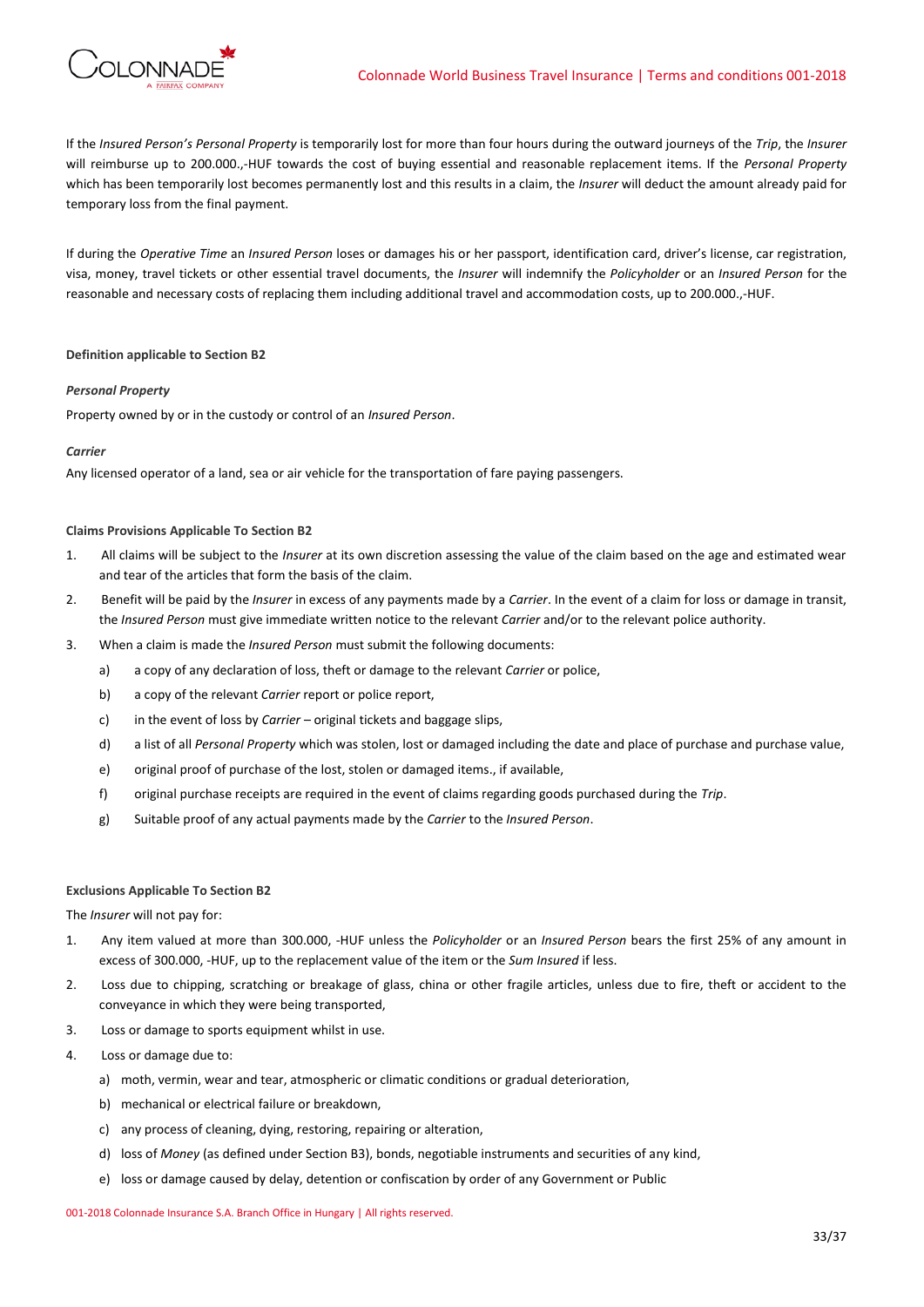If the *Insured Person's Personal Property* is temporarily lost for more than four hours during the outward journeys of the *Trip*, the *Insurer* will reimburse up to 200.000.,-HUF towards the cost of buying essential and reasonable replacement items. If the *Personal Property* which has been temporarily lost becomes permanently lost and this results in a claim, the *Insurer* will deduct the amount already paid for temporary loss from the final payment.

If during the *Operative Time* an *Insured Person* loses or damages his or her passport, identification card, driver's license, car registration, visa, money, travel tickets or other essential travel documents, the *Insurer* will indemnify the *Policyholder* or an *Insured Person* for the reasonable and necessary costs of replacing them including additional travel and accommodation costs, up to 200.000.,-HUF.

**Definition applicable to Section B2**

***Personal Property***

Property owned by or in the custody or control of an *Insured Person*.

***Carrier***

Any licensed operator of a land, sea or air vehicle for the transportation of fare paying passengers.

**Claims Provisions Applicable To Section B2**

1. All claims will be subject to the *Insurer* at its own discretion assessing the value of the claim based on the age and estimated wear and tear of the articles that form the basis of the claim.
2. Benefit will be paid by the *Insurer* in excess of any payments made by a *Carrier*. In the event of a claim for loss or damage in transit, the *Insured Person* must give immediate written notice to the relevant *Carrier* and/or to the relevant police authority.
3. When a claim is made the *Insured Person* must submit the following documents:
   a) a copy of any declaration of loss, theft or damage to the relevant *Carrier* or police,
   b) a copy of the relevant *Carrier* report or police report,
   c) in the event of loss by *Carrier* – original tickets and baggage slips,
   d) a list of all *Personal Property* which was stolen, lost or damaged including the date and place of purchase and purchase value,
   e) original proof of purchase of the lost, stolen or damaged items., if available,
   f) original purchase receipts are required in the event of claims regarding goods purchased during the *Trip*.
   g) Suitable proof of any actual payments made by the *Carrier* to the *Insured Person*.

**Exclusions Applicable To Section B2**

The *Insurer* will not pay for:

1. Any item valued at more than 300.000, -HUF unless the *Policyholder* or an *Insured Person* bears the first 25% of any amount in excess of 300.000, -HUF, up to the replacement value of the item or the *Sum Insured* if less.
2. Loss due to chipping, scratching or breakage of glass, china or other fragile articles, unless due to fire, theft or accident to the conveyance in which they were being transported,
3. Loss or damage to sports equipment whilst in use.
4. Loss or damage due to:
   a) moth, vermin, wear and tear, atmospheric or climatic conditions or gradual deterioration,
   b) mechanical or electrical failure or breakdown,
   c) any process of cleaning, dying, restoring, repairing or alteration,
   d) loss of *Money* (as defined under Section B3), bonds, negotiable instruments and securities of any kind,
   e) loss or damage caused by delay, detention or confiscation by order of any Government or Public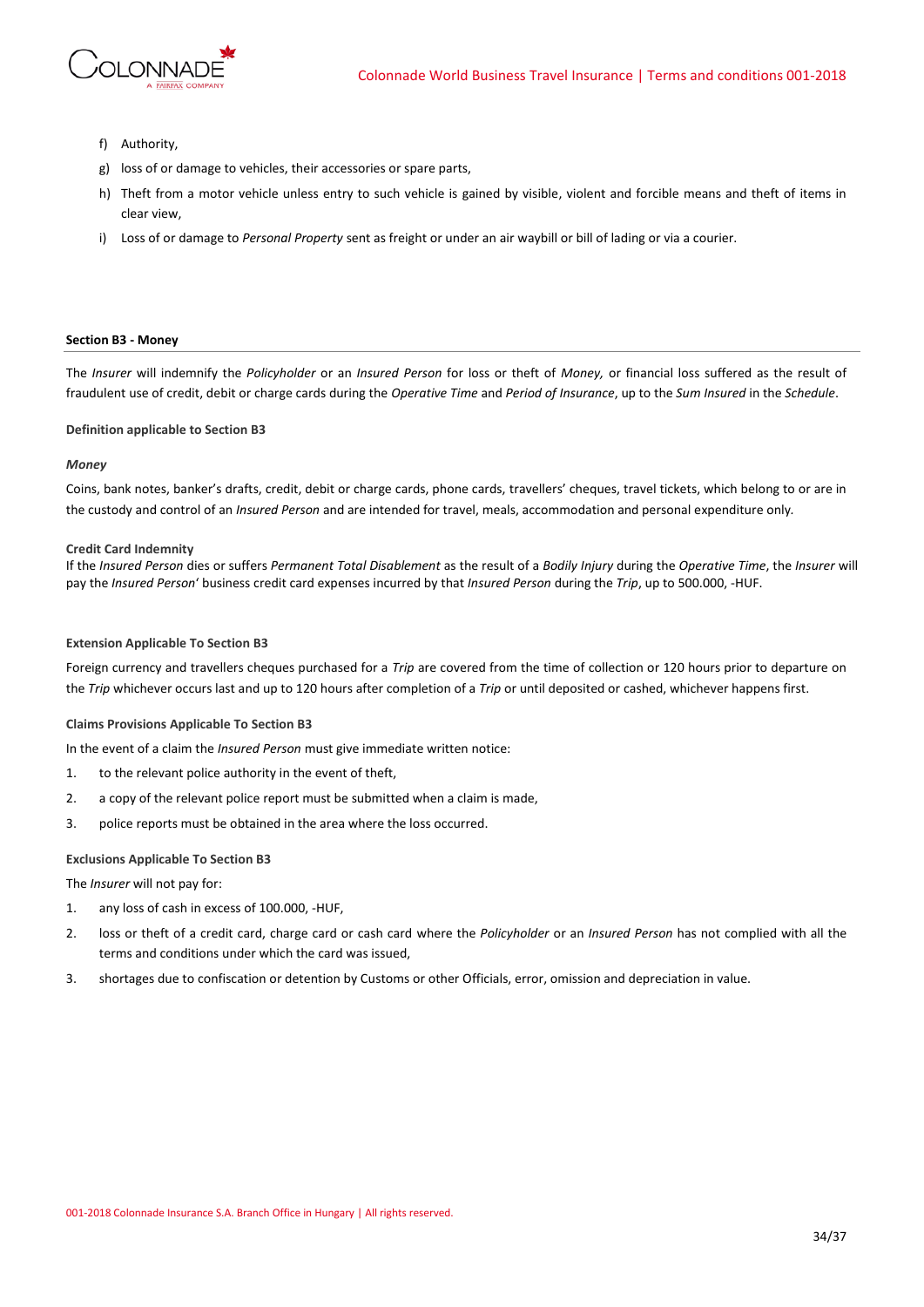f) Authority,
g) loss of or damage to vehicles, their accessories or spare parts,
h) Theft from a motor vehicle unless entry to such vehicle is gained by visible, violent and forcible means and theft of items in clear view,
i) Loss of or damage to *Personal Property* sent as freight or under an air waybill or bill of lading or via a courier.

### Section B3 - Money

The *Insurer* will indemnify the *Policyholder* or an *Insured Person* for loss or theft of *Money,* or financial loss suffered as the result of fraudulent use of credit, debit or charge cards during the *Operative Time* and *Period of Insurance*, up to the *Sum Insured* in the *Schedule*.

**Definition applicable to Section B3**

***Money***

Coins, bank notes, banker's drafts, credit, debit or charge cards, phone cards, travellers' cheques, travel tickets, which belong to or are in the custody and control of an *Insured Person* and are intended for travel, meals, accommodation and personal expenditure only.

**Credit Card Indemnity**

If the *Insured Person* dies or suffers *Permanent Total Disablement* as the result of a *Bodily Injury* during the *Operative Time*, the *Insurer* will pay the *Insured Person*' business credit card expenses incurred by that *Insured Person* during the *Trip*, up to 500.000, -HUF.

**Extension Applicable To Section B3**

Foreign currency and travellers cheques purchased for a *Trip* are covered from the time of collection or 120 hours prior to departure on the *Trip* whichever occurs last and up to 120 hours after completion of a *Trip* or until deposited or cashed, whichever happens first.

**Claims Provisions Applicable To Section B3**

In the event of a claim the *Insured Person* must give immediate written notice:

1. to the relevant police authority in the event of theft,
2. a copy of the relevant police report must be submitted when a claim is made,
3. police reports must be obtained in the area where the loss occurred.

**Exclusions Applicable To Section B3**

The *Insurer* will not pay for:

1. any loss of cash in excess of 100.000, -HUF,
2. loss or theft of a credit card, charge card or cash card where the *Policyholder* or an *Insured Person* has not complied with all the terms and conditions under which the card was issued,
3. shortages due to confiscation or detention by Customs or other Officials, error, omission and depreciation in value.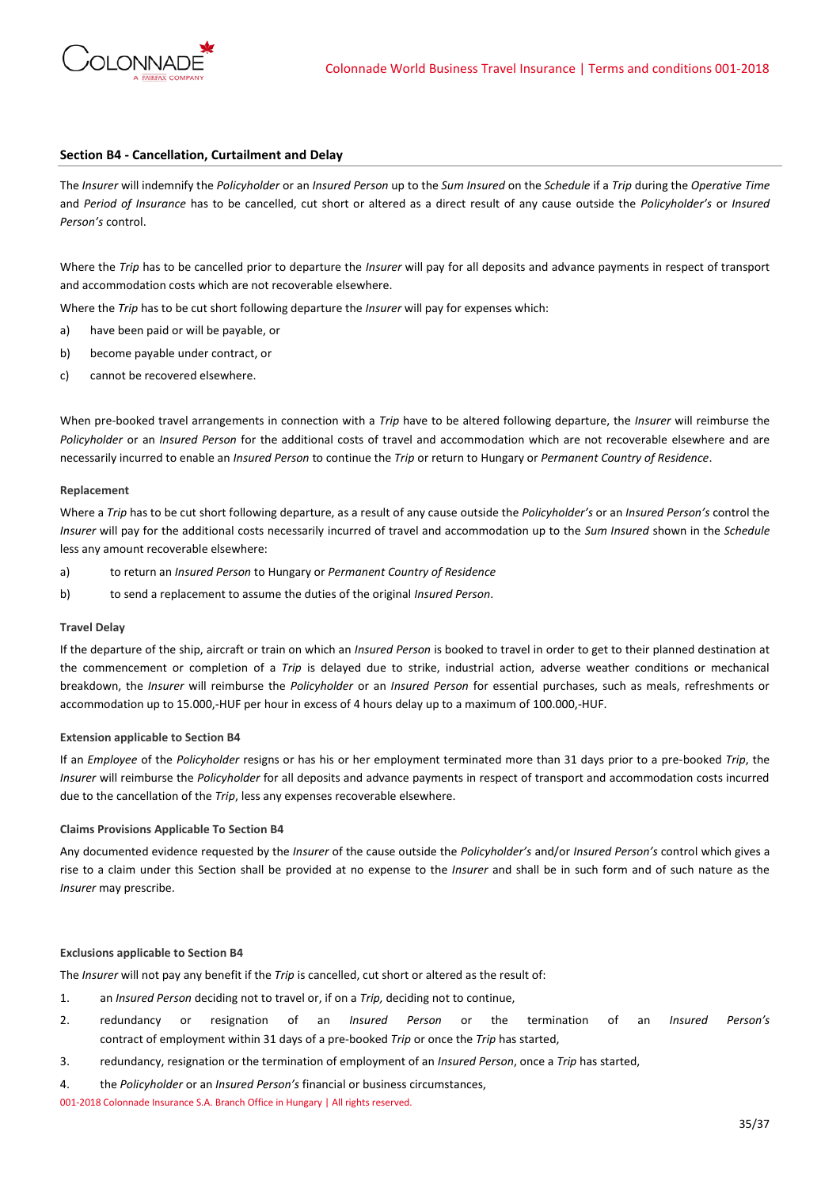## Section B4 - Cancellation, Curtailment and Delay

The *Insurer* will indemnify the *Policyholder* or an *Insured Person* up to the *Sum Insured* on the *Schedule* if a *Trip* during the *Operative Time* and *Period of Insurance* has to be cancelled, cut short or altered as a direct result of any cause outside the *Policyholder's* or *Insured Person's* control.

Where the *Trip* has to be cancelled prior to departure the *Insurer* will pay for all deposits and advance payments in respect of transport and accommodation costs which are not recoverable elsewhere.

Where the *Trip* has to be cut short following departure the *Insurer* will pay for expenses which:

a) have been paid or will be payable, or
b) become payable under contract, or
c) cannot be recovered elsewhere.

When pre-booked travel arrangements in connection with a *Trip* have to be altered following departure, the *Insurer* will reimburse the *Policyholder* or an *Insured Person* for the additional costs of travel and accommodation which are not recoverable elsewhere and are necessarily incurred to enable an *Insured Person* to continue the *Trip* or return to Hungary or *Permanent Country of Residence*.

**Replacement**

Where a *Trip* has to be cut short following departure, as a result of any cause outside the *Policyholder's* or an *Insured Person's* control the *Insurer* will pay for the additional costs necessarily incurred of travel and accommodation up to the *Sum Insured* shown in the *Schedule* less any amount recoverable elsewhere:

a) to return an *Insured Person* to Hungary or *Permanent Country of Residence*
b) to send a replacement to assume the duties of the original *Insured Person*.

**Travel Delay**

If the departure of the ship, aircraft or train on which an *Insured Person* is booked to travel in order to get to their planned destination at the commencement or completion of a *Trip* is delayed due to strike, industrial action, adverse weather conditions or mechanical breakdown, the *Insurer* will reimburse the *Policyholder* or an *Insured Person* for essential purchases, such as meals, refreshments or accommodation up to 15.000,-HUF per hour in excess of 4 hours delay up to a maximum of 100.000,-HUF.

**Extension applicable to Section B4**

If an *Employee* of the *Policyholder* resigns or has his or her employment terminated more than 31 days prior to a pre-booked *Trip*, the *Insurer* will reimburse the *Policyholder* for all deposits and advance payments in respect of transport and accommodation costs incurred due to the cancellation of the *Trip*, less any expenses recoverable elsewhere.

**Claims Provisions Applicable To Section B4**

Any documented evidence requested by the *Insurer* of the cause outside the *Policyholder's* and/or *Insured Person's* control which gives a rise to a claim under this Section shall be provided at no expense to the *Insurer* and shall be in such form and of such nature as the *Insurer* may prescribe.

**Exclusions applicable to Section B4**

The *Insurer* will not pay any benefit if the *Trip* is cancelled, cut short or altered as the result of:

1. an *Insured Person* deciding not to travel or, if on a *Trip,* deciding not to continue,
2. redundancy or resignation of an *Insured Person* or the termination of an *Insured Person's* contract of employment within 31 days of a pre-booked *Trip* or once the *Trip* has started,
3. redundancy, resignation or the termination of employment of an *Insured Person*, once a *Trip* has started,
4. the *Policyholder* or an *Insured Person's* financial or business circumstances,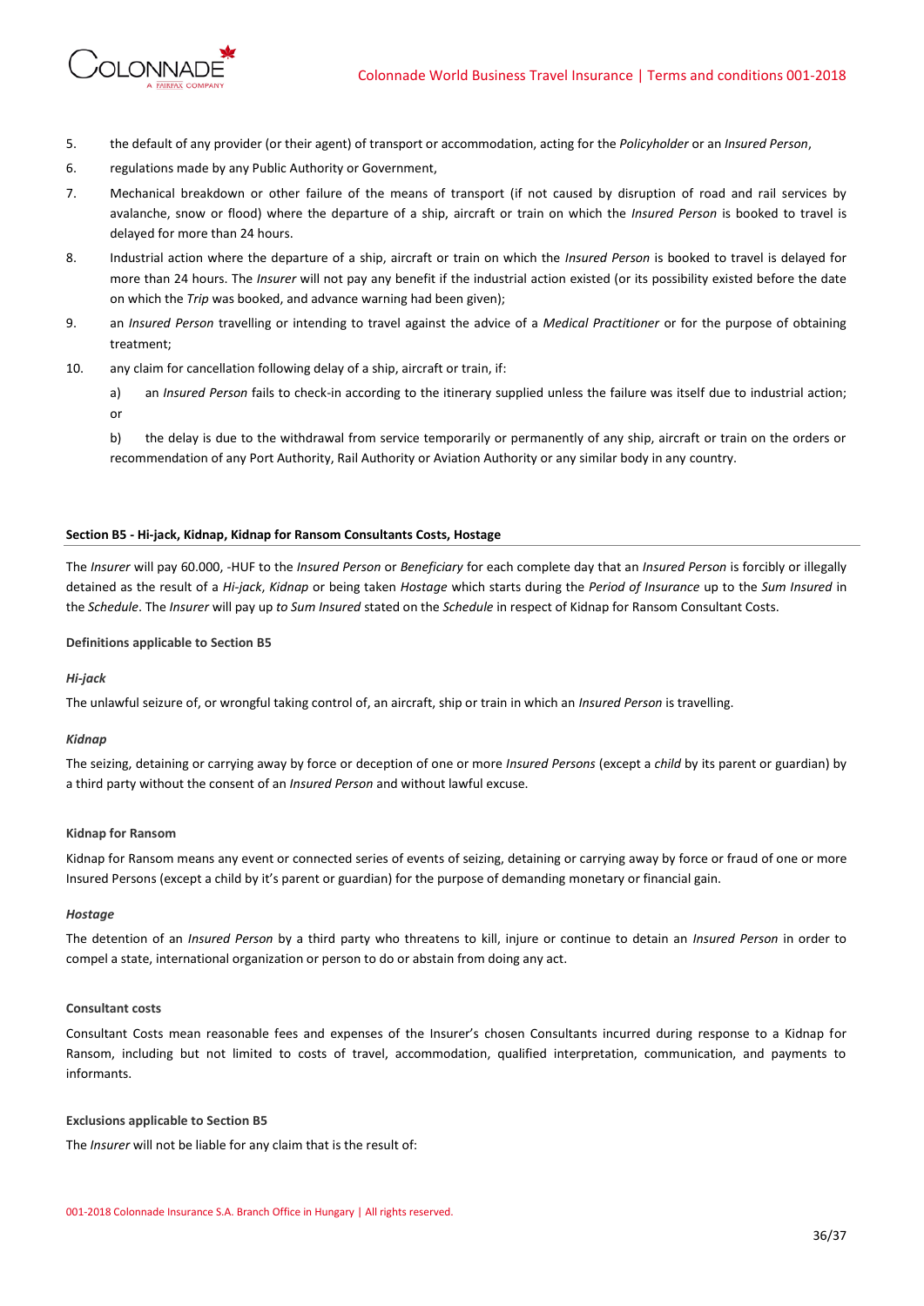5. the default of any provider (or their agent) of transport or accommodation, acting for the *Policyholder* or an *Insured Person*,
6. regulations made by any Public Authority or Government,
7. Mechanical breakdown or other failure of the means of transport (if not caused by disruption of road and rail services by avalanche, snow or flood) where the departure of a ship, aircraft or train on which the *Insured Person* is booked to travel is delayed for more than 24 hours.
8. Industrial action where the departure of a ship, aircraft or train on which the *Insured Person* is booked to travel is delayed for more than 24 hours. The *Insurer* will not pay any benefit if the industrial action existed (or its possibility existed before the date on which the *Trip* was booked, and advance warning had been given);
9. an *Insured Person* travelling or intending to travel against the advice of a *Medical Practitioner* or for the purpose of obtaining treatment;
10. any claim for cancellation following delay of a ship, aircraft or train, if:

    a) an *Insured Person* fails to check-in according to the itinerary supplied unless the failure was itself due to industrial action; or

    b) the delay is due to the withdrawal from service temporarily or permanently of any ship, aircraft or train on the orders or recommendation of any Port Authority, Rail Authority or Aviation Authority or any similar body in any country.

**Section B5 - Hi-jack, Kidnap, Kidnap for Ransom Consultants Costs, Hostage**

The *Insurer* will pay 60.000, -HUF to the *Insured Person* or *Beneficiary* for each complete day that an *Insured Person* is forcibly or illegally detained as the result of a *Hi-jack*, *Kidnap* or being taken *Hostage* which starts during the *Period of Insurance* up to the *Sum Insured* in the *Schedule*. The *Insurer* will pay up *to Sum Insured* stated on the *Schedule* in respect of Kidnap for Ransom Consultant Costs.

**Definitions applicable to Section B5**

***Hi-jack***

The unlawful seizure of, or wrongful taking control of, an aircraft, ship or train in which an *Insured Person* is travelling.

***Kidnap***

The seizing, detaining or carrying away by force or deception of one or more *Insured Persons* (except a *child* by its parent or guardian) by a third party without the consent of an *Insured Person* and without lawful excuse.

**Kidnap for Ransom**

Kidnap for Ransom means any event or connected series of events of seizing, detaining or carrying away by force or fraud of one or more Insured Persons (except a child by it's parent or guardian) for the purpose of demanding monetary or financial gain.

***Hostage***

The detention of an *Insured Person* by a third party who threatens to kill, injure or continue to detain an *Insured Person* in order to compel a state, international organization or person to do or abstain from doing any act.

**Consultant costs**

Consultant Costs mean reasonable fees and expenses of the Insurer's chosen Consultants incurred during response to a Kidnap for Ransom, including but not limited to costs of travel, accommodation, qualified interpretation, communication, and payments to informants.

**Exclusions applicable to Section B5**

The *Insurer* will not be liable for any claim that is the result of: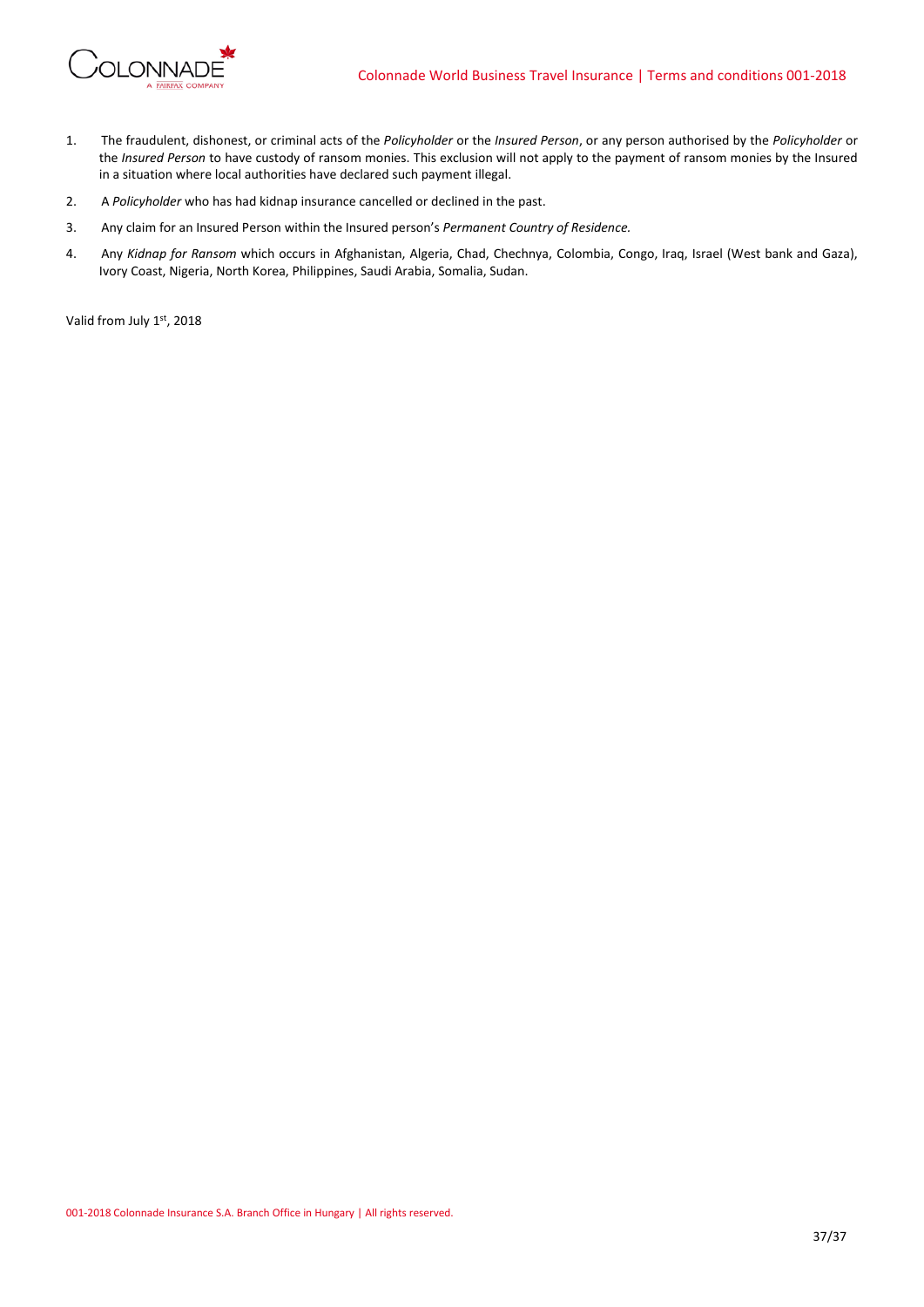1. The fraudulent, dishonest, or criminal acts of the *Policyholder* or the *Insured Person*, or any person authorised by the *Policyholder* or the *Insured Person* to have custody of ransom monies. This exclusion will not apply to the payment of ransom monies by the Insured in a situation where local authorities have declared such payment illegal.
2. A *Policyholder* who has had kidnap insurance cancelled or declined in the past.
3. Any claim for an Insured Person within the Insured person's *Permanent Country of Residence.*
4. Any *Kidnap for Ransom* which occurs in Afghanistan, Algeria, Chad, Chechnya, Colombia, Congo, Iraq, Israel (West bank and Gaza), Ivory Coast, Nigeria, North Korea, Philippines, Saudi Arabia, Somalia, Sudan.

Valid from July 1st, 2018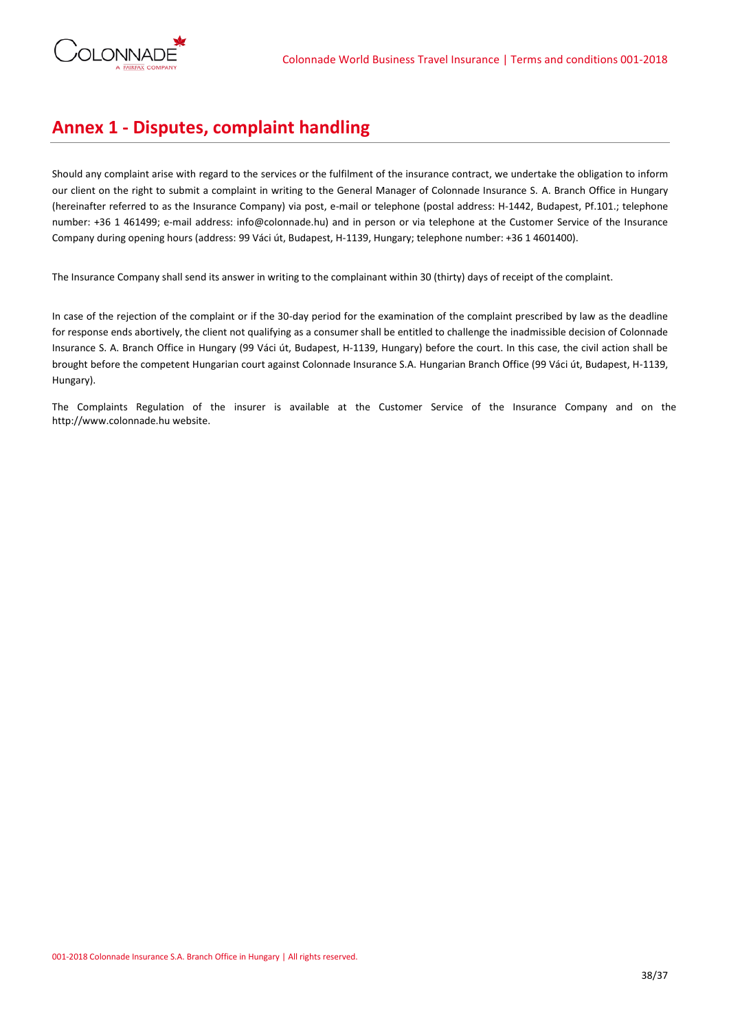# Annex 1 - Disputes, complaint handling

Should any complaint arise with regard to the services or the fulfilment of the insurance contract, we undertake the obligation to inform our client on the right to submit a complaint in writing to the General Manager of Colonnade Insurance S. A. Branch Office in Hungary (hereinafter referred to as the Insurance Company) via post, e-mail or telephone (postal address: H-1442, Budapest, Pf.101.; telephone number: +36 1 461499; e-mail address: info@colonnade.hu) and in person or via telephone at the Customer Service of the Insurance Company during opening hours (address: 99 Váci út, Budapest, H-1139, Hungary; telephone number: +36 1 4601400).

The Insurance Company shall send its answer in writing to the complainant within 30 (thirty) days of receipt of the complaint.

In case of the rejection of the complaint or if the 30-day period for the examination of the complaint prescribed by law as the deadline for response ends abortively, the client not qualifying as a consumer shall be entitled to challenge the inadmissible decision of Colonnade Insurance S. A. Branch Office in Hungary (99 Váci út, Budapest, H-1139, Hungary) before the court. In this case, the civil action shall be brought before the competent Hungarian court against Colonnade Insurance S.A. Hungarian Branch Office (99 Váci út, Budapest, H-1139, Hungary).

The Complaints Regulation of the insurer is available at the Customer Service of the Insurance Company and on the http://www.colonnade.hu website.